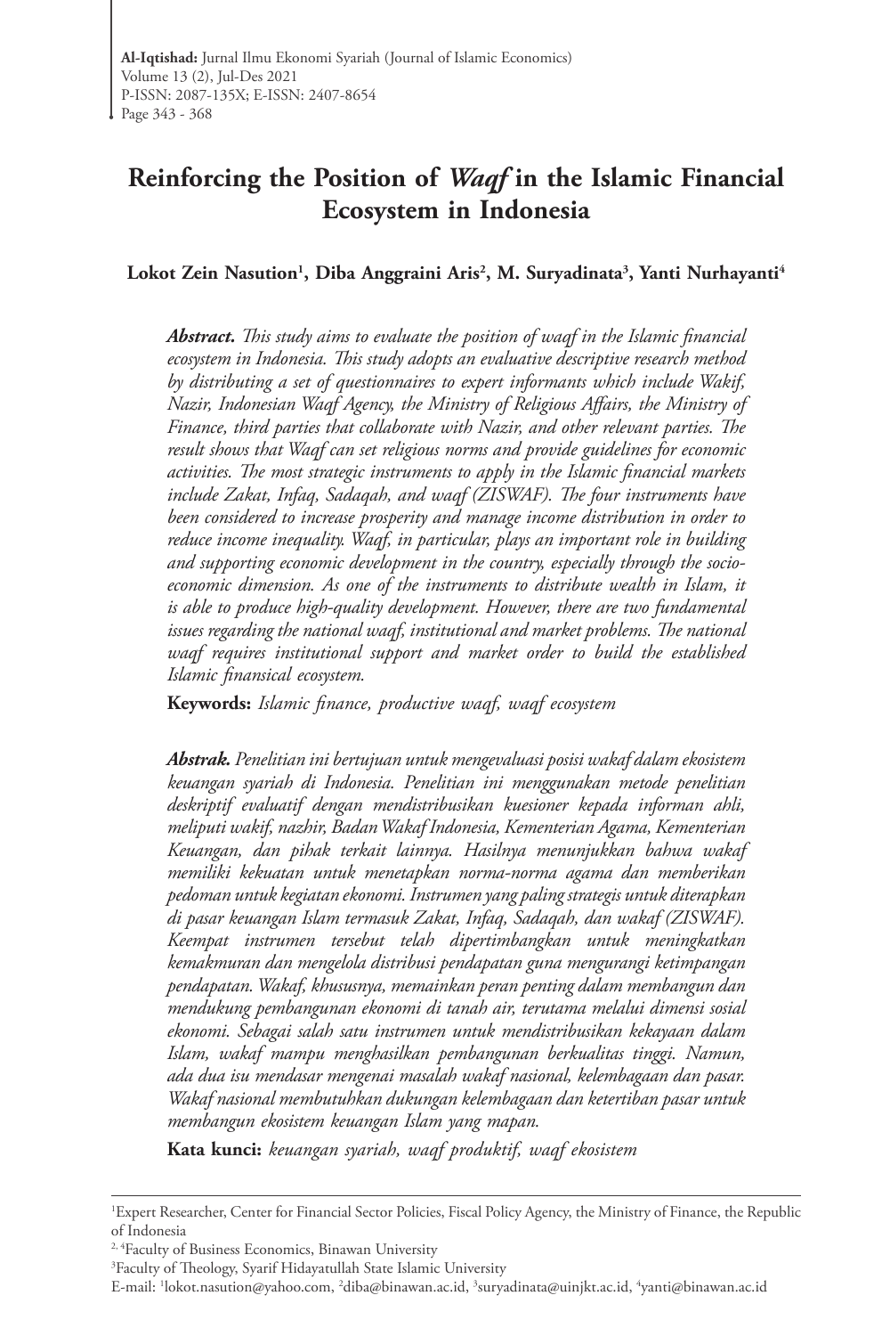# Reinforcing the Position of *Waqf* in the Islamic Financial Ecosystem in Indonesia

**Lokot Zein Nasution[1], Diba Anggraini Aris[2], M. Suryadinata[3], Yanti Nurhayanti[4]**

***Abstract.*** *This study aims to evaluate the position of waqf in the Islamic financial ecosystem in Indonesia. This study adopts an evaluative descriptive research method by distributing a set of questionnaires to expert informants which include Wakif, Nazir, Indonesian Waqf Agency, the Ministry of Religious Affairs, the Ministry of Finance, third parties that collaborate with Nazir, and other relevant parties. The result shows that Waqf can set religious norms and provide guidelines for economic activities. The most strategic instruments to apply in the Islamic financial markets include Zakat, Infaq, Sadaqah, and waqf (ZISWAF). The four instruments have been considered to increase prosperity and manage income distribution in order to reduce income inequality. Waqf, in particular, plays an important role in building and supporting economic development in the country, especially through the socio-economic dimension. As one of the instruments to distribute wealth in Islam, it is able to produce high-quality development. However, there are two fundamental issues regarding the national waqf, institutional and market problems. The national waqf requires institutional support and market order to build the established Islamic finansical ecosystem.*

**Keywords:** *Islamic finance, productive waqf, waqf ecosystem*

***Abstrak.*** *Penelitian ini bertujuan untuk mengevaluasi posisi wakaf dalam ekosistem keuangan syariah di Indonesia. Penelitian ini menggunakan metode penelitian deskriptif evaluatif dengan mendistribusikan kuesioner kepada informan ahli, meliputi wakif, nazhir, Badan Wakaf Indonesia, Kementerian Agama, Kementerian Keuangan, dan pihak terkait lainnya. Hasilnya menunjukkan bahwa wakaf memiliki kekuatan untuk menetapkan norma-norma agama dan memberikan pedoman untuk kegiatan ekonomi. Instrumen yang paling strategis untuk diterapkan di pasar keuangan Islam termasuk Zakat, Infaq, Sadaqah, dan wakaf (ZISWAF). Keempat instrumen tersebut telah dipertimbangkan untuk meningkatkan kemakmuran dan mengelola distribusi pendapatan guna mengurangi ketimpangan pendapatan. Wakaf, khususnya, memainkan peran penting dalam membangun dan mendukung pembangunan ekonomi di tanah air, terutama melalui dimensi sosial ekonomi. Sebagai salah satu instrumen untuk mendistribusikan kekayaan dalam Islam, wakaf mampu menghasilkan pembangunan berkualitas tinggi. Namun, ada dua isu mendasar mengenai masalah wakaf nasional, kelembagaan dan pasar. Wakaf nasional membutuhkan dukungan kelembagaan dan ketertiban pasar untuk membangun ekosistem keuangan Islam yang mapan.*

**Kata kunci:** *keuangan syariah, waqf produktif, waqf ekosistem*

---

[1]Expert Researcher, Center for Financial Sector Policies, Fiscal Policy Agency, the Ministry of Finance, the Republic of Indonesia

[2, 4]Faculty of Business Economics, Binawan University

[3]Faculty of Theology, Syarif Hidayatullah State Islamic University

E-mail: [1]lokot.nasution@yahoo.com, [2]diba@binawan.ac.id, [3]suryadinata@uinjkt.ac.id, [4]yanti@binawan.ac.id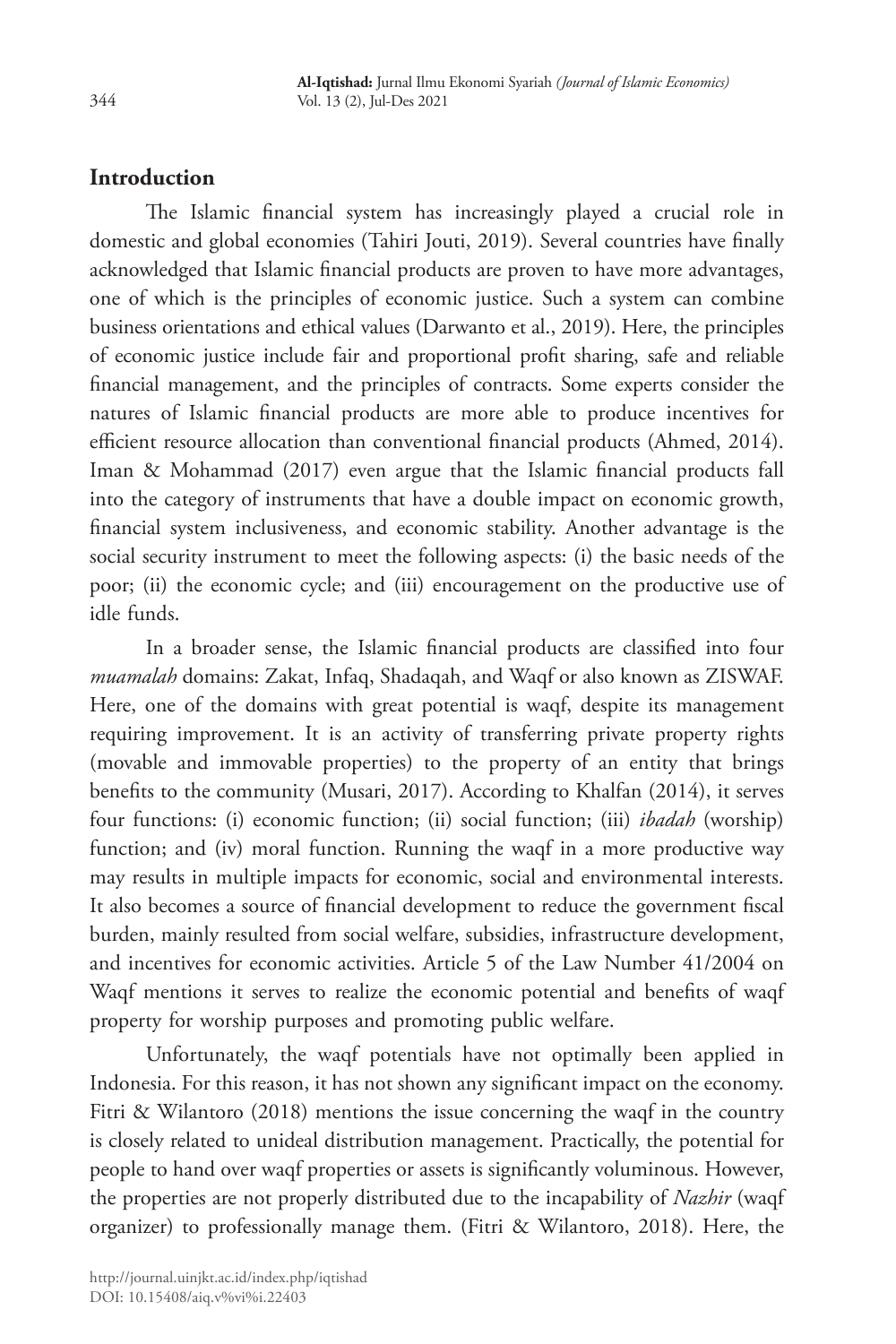## Introduction

The Islamic financial system has increasingly played a crucial role in domestic and global economies (Tahiri Jouti, 2019). Several countries have finally acknowledged that Islamic financial products are proven to have more advantages, one of which is the principles of economic justice. Such a system can combine business orientations and ethical values (Darwanto et al., 2019). Here, the principles of economic justice include fair and proportional profit sharing, safe and reliable financial management, and the principles of contracts. Some experts consider the natures of Islamic financial products are more able to produce incentives for efficient resource allocation than conventional financial products (Ahmed, 2014). Iman & Mohammad (2017) even argue that the Islamic financial products fall into the category of instruments that have a double impact on economic growth, financial system inclusiveness, and economic stability. Another advantage is the social security instrument to meet the following aspects: (i) the basic needs of the poor; (ii) the economic cycle; and (iii) encouragement on the productive use of idle funds.

In a broader sense, the Islamic financial products are classified into four *muamalah* domains: Zakat, Infaq, Shadaqah, and Waqf or also known as ZISWAF. Here, one of the domains with great potential is waqf, despite its management requiring improvement. It is an activity of transferring private property rights (movable and immovable properties) to the property of an entity that brings benefits to the community (Musari, 2017). According to Khalfan (2014), it serves four functions: (i) economic function; (ii) social function; (iii) *ibadah* (worship) function; and (iv) moral function. Running the waqf in a more productive way may results in multiple impacts for economic, social and environmental interests. It also becomes a source of financial development to reduce the government fiscal burden, mainly resulted from social welfare, subsidies, infrastructure development, and incentives for economic activities. Article 5 of the Law Number 41/2004 on Waqf mentions it serves to realize the economic potential and benefits of waqf property for worship purposes and promoting public welfare.

Unfortunately, the waqf potentials have not optimally been applied in Indonesia. For this reason, it has not shown any significant impact on the economy. Fitri & Wilantoro (2018) mentions the issue concerning the waqf in the country is closely related to unideal distribution management. Practically, the potential for people to hand over waqf properties or assets is significantly voluminous. However, the properties are not properly distributed due to the incapability of *Nazhir* (waqf organizer) to professionally manage them. (Fitri & Wilantoro, 2018). Here, the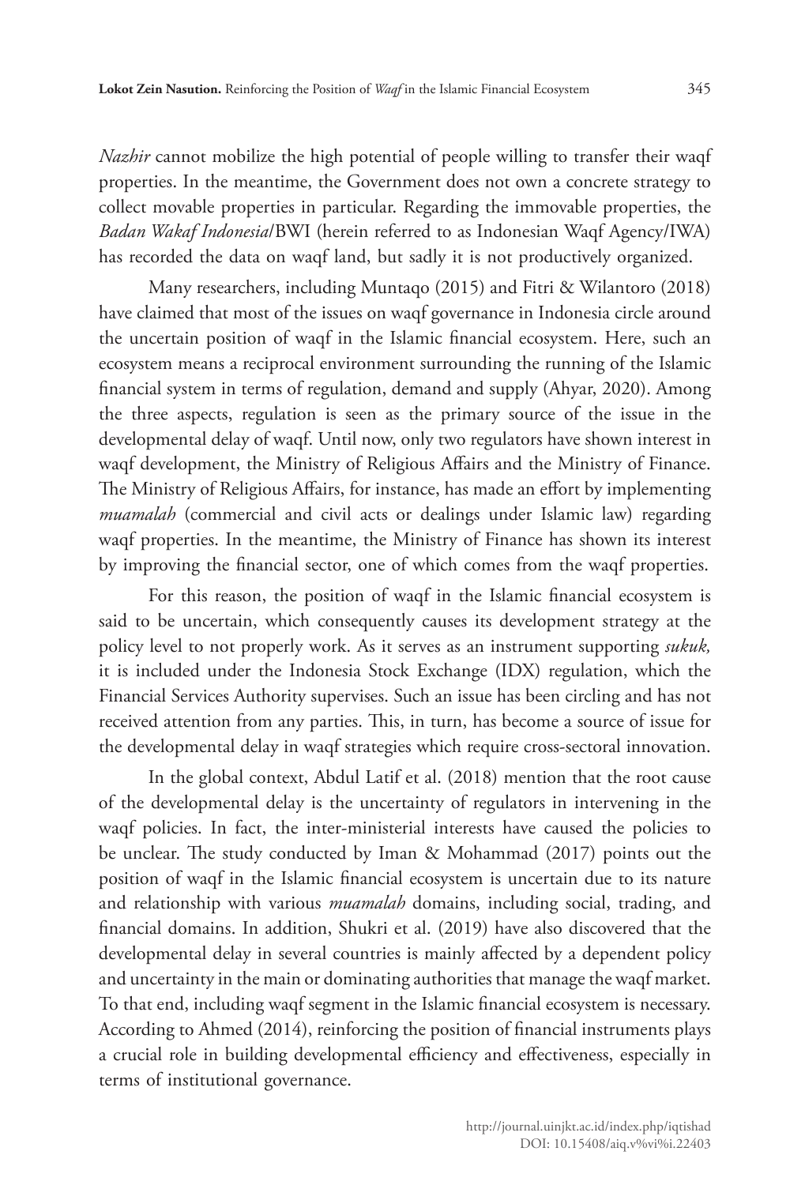*Nazhir* cannot mobilize the high potential of people willing to transfer their waqf properties. In the meantime, the Government does not own a concrete strategy to collect movable properties in particular. Regarding the immovable properties, the *Badan Wakaf Indonesia*/BWI (herein referred to as Indonesian Waqf Agency/IWA) has recorded the data on waqf land, but sadly it is not productively organized.

Many researchers, including Muntaqo (2015) and Fitri & Wilantoro (2018) have claimed that most of the issues on waqf governance in Indonesia circle around the uncertain position of waqf in the Islamic financial ecosystem. Here, such an ecosystem means a reciprocal environment surrounding the running of the Islamic financial system in terms of regulation, demand and supply (Ahyar, 2020). Among the three aspects, regulation is seen as the primary source of the issue in the developmental delay of waqf. Until now, only two regulators have shown interest in waqf development, the Ministry of Religious Affairs and the Ministry of Finance. The Ministry of Religious Affairs, for instance, has made an effort by implementing *muamalah* (commercial and civil acts or dealings under Islamic law) regarding waqf properties. In the meantime, the Ministry of Finance has shown its interest by improving the financial sector, one of which comes from the waqf properties.

For this reason, the position of waqf in the Islamic financial ecosystem is said to be uncertain, which consequently causes its development strategy at the policy level to not properly work. As it serves as an instrument supporting *sukuk,* it is included under the Indonesia Stock Exchange (IDX) regulation, which the Financial Services Authority supervises. Such an issue has been circling and has not received attention from any parties. This, in turn, has become a source of issue for the developmental delay in waqf strategies which require cross-sectoral innovation.

In the global context, Abdul Latif et al. (2018) mention that the root cause of the developmental delay is the uncertainty of regulators in intervening in the waqf policies. In fact, the inter-ministerial interests have caused the policies to be unclear. The study conducted by Iman & Mohammad (2017) points out the position of waqf in the Islamic financial ecosystem is uncertain due to its nature and relationship with various *muamalah* domains, including social, trading, and financial domains. In addition, Shukri et al. (2019) have also discovered that the developmental delay in several countries is mainly affected by a dependent policy and uncertainty in the main or dominating authorities that manage the waqf market. To that end, including waqf segment in the Islamic financial ecosystem is necessary. According to Ahmed (2014), reinforcing the position of financial instruments plays a crucial role in building developmental efficiency and effectiveness, especially in terms of institutional governance.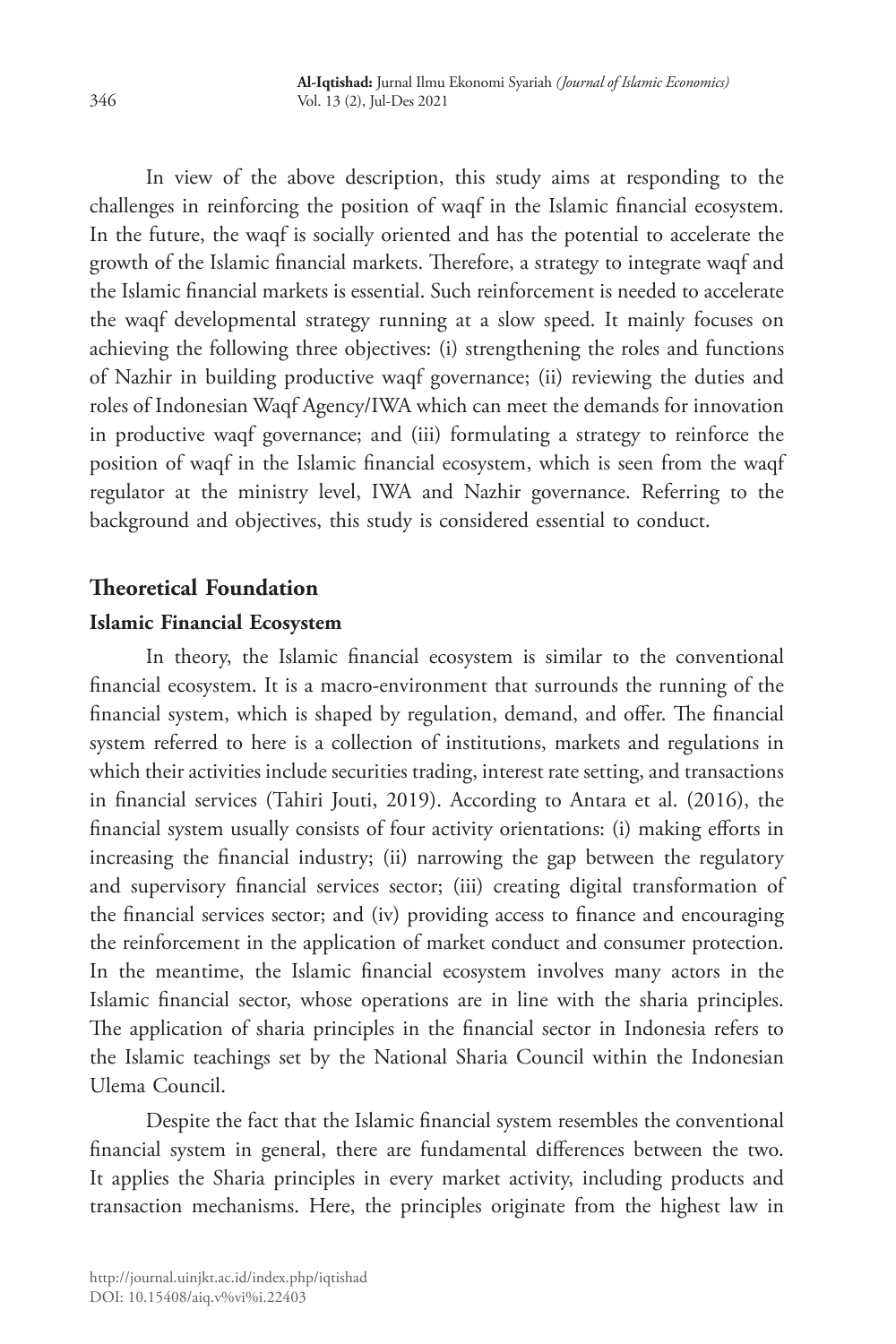In view of the above description, this study aims at responding to the challenges in reinforcing the position of waqf in the Islamic financial ecosystem. In the future, the waqf is socially oriented and has the potential to accelerate the growth of the Islamic financial markets. Therefore, a strategy to integrate waqf and the Islamic financial markets is essential. Such reinforcement is needed to accelerate the waqf developmental strategy running at a slow speed. It mainly focuses on achieving the following three objectives: (i) strengthening the roles and functions of Nazhir in building productive waqf governance; (ii) reviewing the duties and roles of Indonesian Waqf Agency/IWA which can meet the demands for innovation in productive waqf governance; and (iii) formulating a strategy to reinforce the position of waqf in the Islamic financial ecosystem, which is seen from the waqf regulator at the ministry level, IWA and Nazhir governance. Referring to the background and objectives, this study is considered essential to conduct.

## Theoretical Foundation

### Islamic Financial Ecosystem

In theory, the Islamic financial ecosystem is similar to the conventional financial ecosystem. It is a macro-environment that surrounds the running of the financial system, which is shaped by regulation, demand, and offer. The financial system referred to here is a collection of institutions, markets and regulations in which their activities include securities trading, interest rate setting, and transactions in financial services (Tahiri Jouti, 2019). According to Antara et al. (2016), the financial system usually consists of four activity orientations: (i) making efforts in increasing the financial industry; (ii) narrowing the gap between the regulatory and supervisory financial services sector; (iii) creating digital transformation of the financial services sector; and (iv) providing access to finance and encouraging the reinforcement in the application of market conduct and consumer protection. In the meantime, the Islamic financial ecosystem involves many actors in the Islamic financial sector, whose operations are in line with the sharia principles. The application of sharia principles in the financial sector in Indonesia refers to the Islamic teachings set by the National Sharia Council within the Indonesian Ulema Council.

Despite the fact that the Islamic financial system resembles the conventional financial system in general, there are fundamental differences between the two. It applies the Sharia principles in every market activity, including products and transaction mechanisms. Here, the principles originate from the highest law in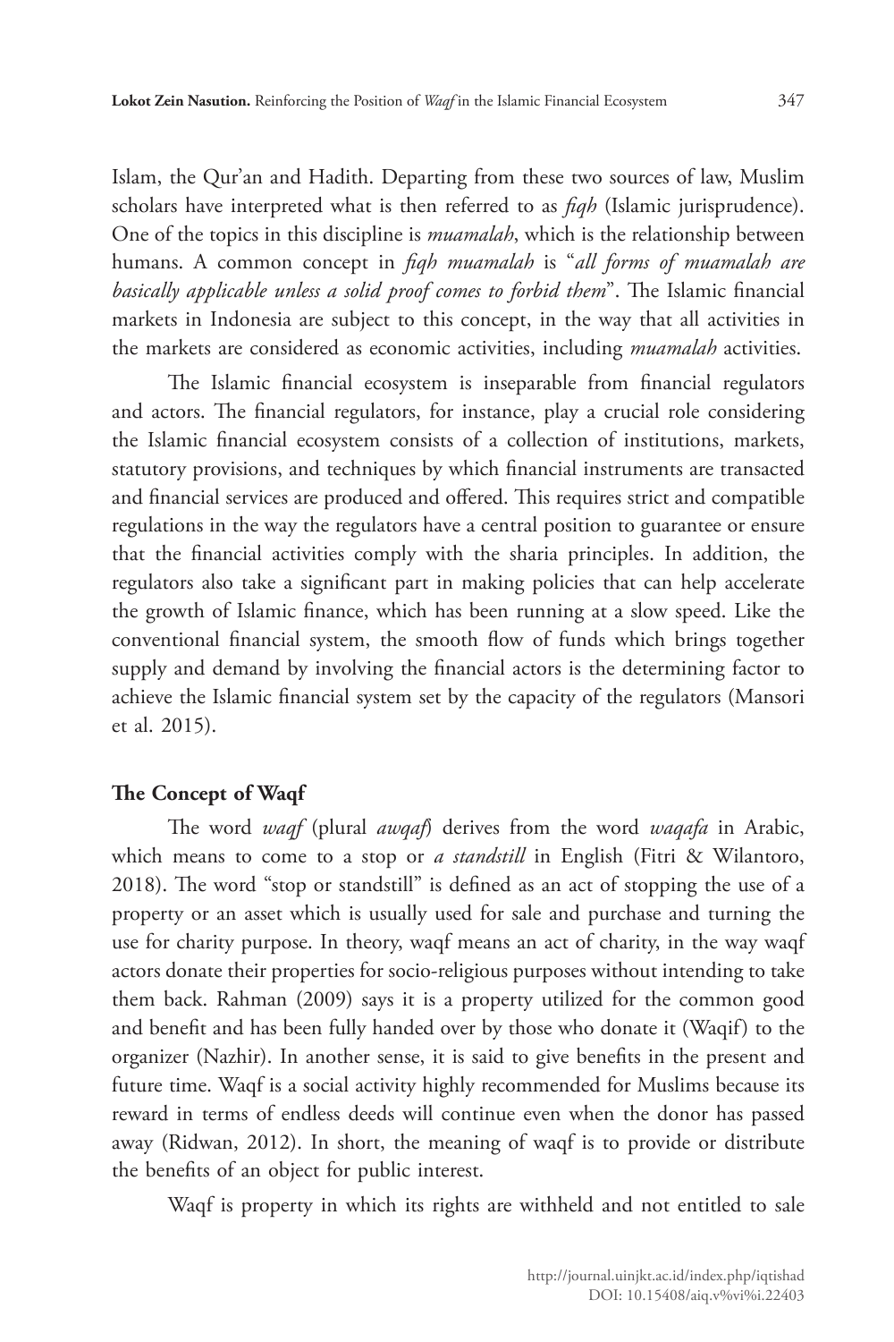Islam, the Qur'an and Hadith. Departing from these two sources of law, Muslim scholars have interpreted what is then referred to as *fiqh* (Islamic jurisprudence). One of the topics in this discipline is *muamalah*, which is the relationship between humans. A common concept in *fiqh muamalah* is "*all forms of muamalah are basically applicable unless a solid proof comes to forbid them*". The Islamic financial markets in Indonesia are subject to this concept, in the way that all activities in the markets are considered as economic activities, including *muamalah* activities.

The Islamic financial ecosystem is inseparable from financial regulators and actors. The financial regulators, for instance, play a crucial role considering the Islamic financial ecosystem consists of a collection of institutions, markets, statutory provisions, and techniques by which financial instruments are transacted and financial services are produced and offered. This requires strict and compatible regulations in the way the regulators have a central position to guarantee or ensure that the financial activities comply with the sharia principles. In addition, the regulators also take a significant part in making policies that can help accelerate the growth of Islamic finance, which has been running at a slow speed. Like the conventional financial system, the smooth flow of funds which brings together supply and demand by involving the financial actors is the determining factor to achieve the Islamic financial system set by the capacity of the regulators (Mansori et al. 2015).

## The Concept of Waqf

The word *waqf* (plural *awqaf*) derives from the word *waqafa* in Arabic, which means to come to a stop or *a standstill* in English (Fitri & Wilantoro, 2018). The word "stop or standstill" is defined as an act of stopping the use of a property or an asset which is usually used for sale and purchase and turning the use for charity purpose. In theory, waqf means an act of charity, in the way waqf actors donate their properties for socio-religious purposes without intending to take them back. Rahman (2009) says it is a property utilized for the common good and benefit and has been fully handed over by those who donate it (Waqif) to the organizer (Nazhir). In another sense, it is said to give benefits in the present and future time. Waqf is a social activity highly recommended for Muslims because its reward in terms of endless deeds will continue even when the donor has passed away (Ridwan, 2012). In short, the meaning of waqf is to provide or distribute the benefits of an object for public interest.

Waqf is property in which its rights are withheld and not entitled to sale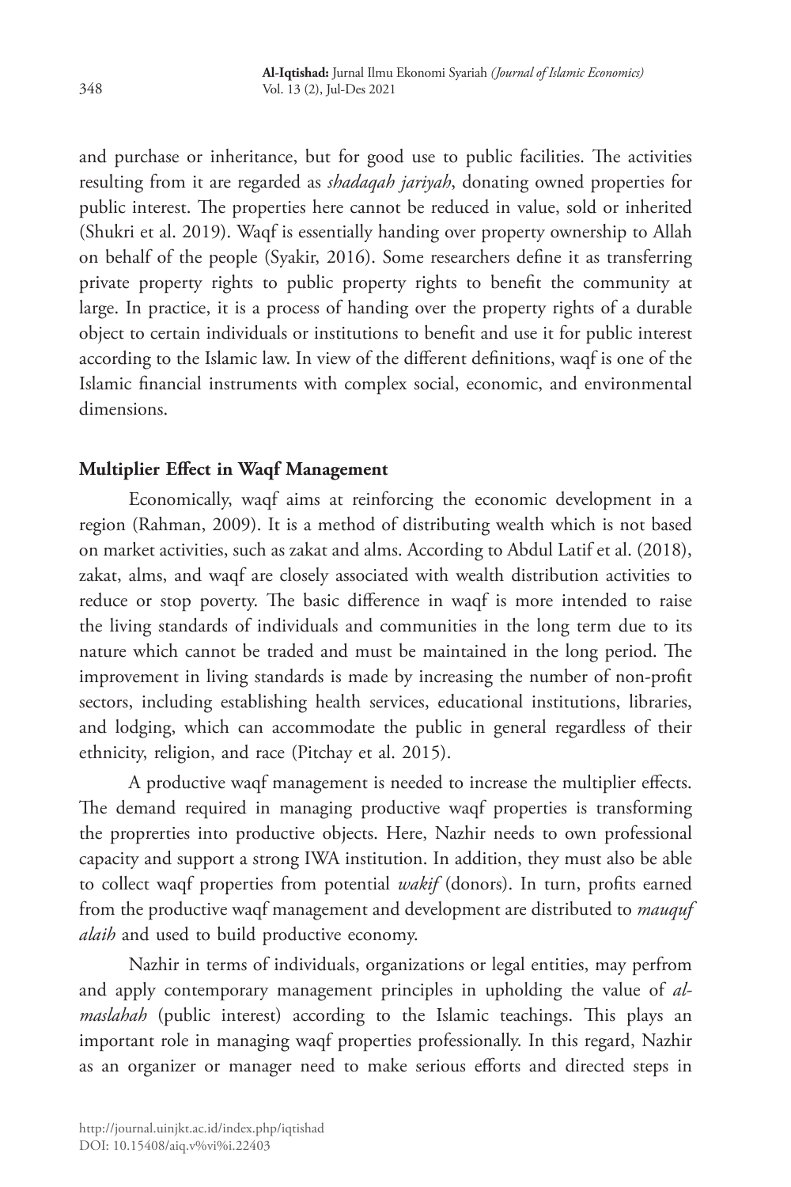and purchase or inheritance, but for good use to public facilities. The activities resulting from it are regarded as *shadaqah jariyah*, donating owned properties for public interest. The properties here cannot be reduced in value, sold or inherited (Shukri et al. 2019). Waqf is essentially handing over property ownership to Allah on behalf of the people (Syakir, 2016). Some researchers define it as transferring private property rights to public property rights to benefit the community at large. In practice, it is a process of handing over the property rights of a durable object to certain individuals or institutions to benefit and use it for public interest according to the Islamic law. In view of the different definitions, waqf is one of the Islamic financial instruments with complex social, economic, and environmental dimensions.

**Multiplier Effect in Waqf Management**

Economically, waqf aims at reinforcing the economic development in a region (Rahman, 2009). It is a method of distributing wealth which is not based on market activities, such as zakat and alms. According to Abdul Latif et al. (2018), zakat, alms, and waqf are closely associated with wealth distribution activities to reduce or stop poverty. The basic difference in waqf is more intended to raise the living standards of individuals and communities in the long term due to its nature which cannot be traded and must be maintained in the long period. The improvement in living standards is made by increasing the number of non-profit sectors, including establishing health services, educational institutions, libraries, and lodging, which can accommodate the public in general regardless of their ethnicity, religion, and race (Pitchay et al. 2015).

A productive waqf management is needed to increase the multiplier effects. The demand required in managing productive waqf properties is transforming the proprerties into productive objects. Here, Nazhir needs to own professional capacity and support a strong IWA institution. In addition, they must also be able to collect waqf properties from potential *wakif* (donors). In turn, profits earned from the productive waqf management and development are distributed to *mauquf alaih* and used to build productive economy.

Nazhir in terms of individuals, organizations or legal entities, may perfrom and apply contemporary management principles in upholding the value of *al-maslahah* (public interest) according to the Islamic teachings. This plays an important role in managing waqf properties professionally. In this regard, Nazhir as an organizer or manager need to make serious efforts and directed steps in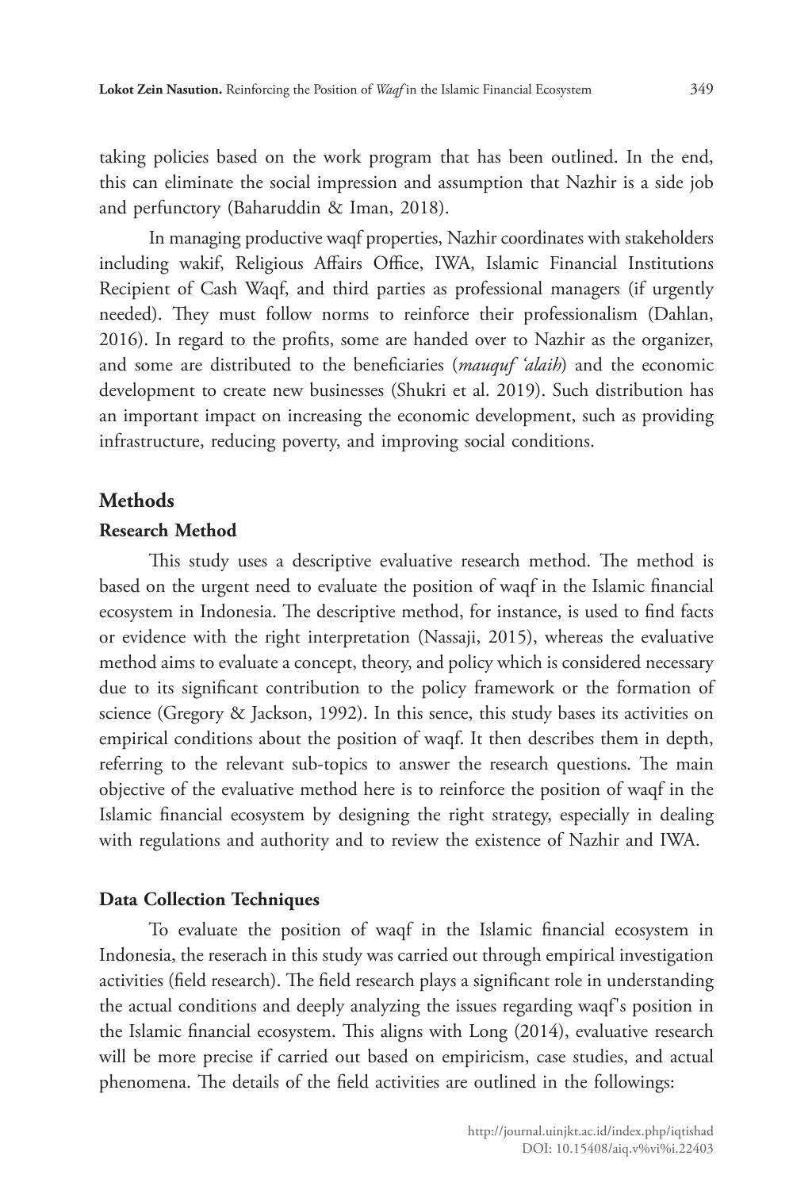taking policies based on the work program that has been outlined. In the end, this can eliminate the social impression and assumption that Nazhir is a side job and perfunctory (Baharuddin & Iman, 2018).

In managing productive waqf properties, Nazhir coordinates with stakeholders including wakif, Religious Affairs Office, IWA, Islamic Financial Institutions Recipient of Cash Waqf, and third parties as professional managers (if urgently needed). They must follow norms to reinforce their professionalism (Dahlan, 2016). In regard to the profits, some are handed over to Nazhir as the organizer, and some are distributed to the beneficiaries (*mauquf 'alaih*) and the economic development to create new businesses (Shukri et al. 2019). Such distribution has an important impact on increasing the economic development, such as providing infrastructure, reducing poverty, and improving social conditions.

## Methods

### Research Method

This study uses a descriptive evaluative research method. The method is based on the urgent need to evaluate the position of waqf in the Islamic financial ecosystem in Indonesia. The descriptive method, for instance, is used to find facts or evidence with the right interpretation (Nassaji, 2015), whereas the evaluative method aims to evaluate a concept, theory, and policy which is considered necessary due to its significant contribution to the policy framework or the formation of science (Gregory & Jackson, 1992). In this sence, this study bases its activities on empirical conditions about the position of waqf. It then describes them in depth, referring to the relevant sub-topics to answer the research questions. The main objective of the evaluative method here is to reinforce the position of waqf in the Islamic financial ecosystem by designing the right strategy, especially in dealing with regulations and authority and to review the existence of Nazhir and IWA.

### Data Collection Techniques

To evaluate the position of waqf in the Islamic financial ecosystem in Indonesia, the reserach in this study was carried out through empirical investigation activities (field research). The field research plays a significant role in understanding the actual conditions and deeply analyzing the issues regarding waqf's position in the Islamic financial ecosystem. This aligns with Long (2014), evaluative research will be more precise if carried out based on empiricism, case studies, and actual phenomena. The details of the field activities are outlined in the followings: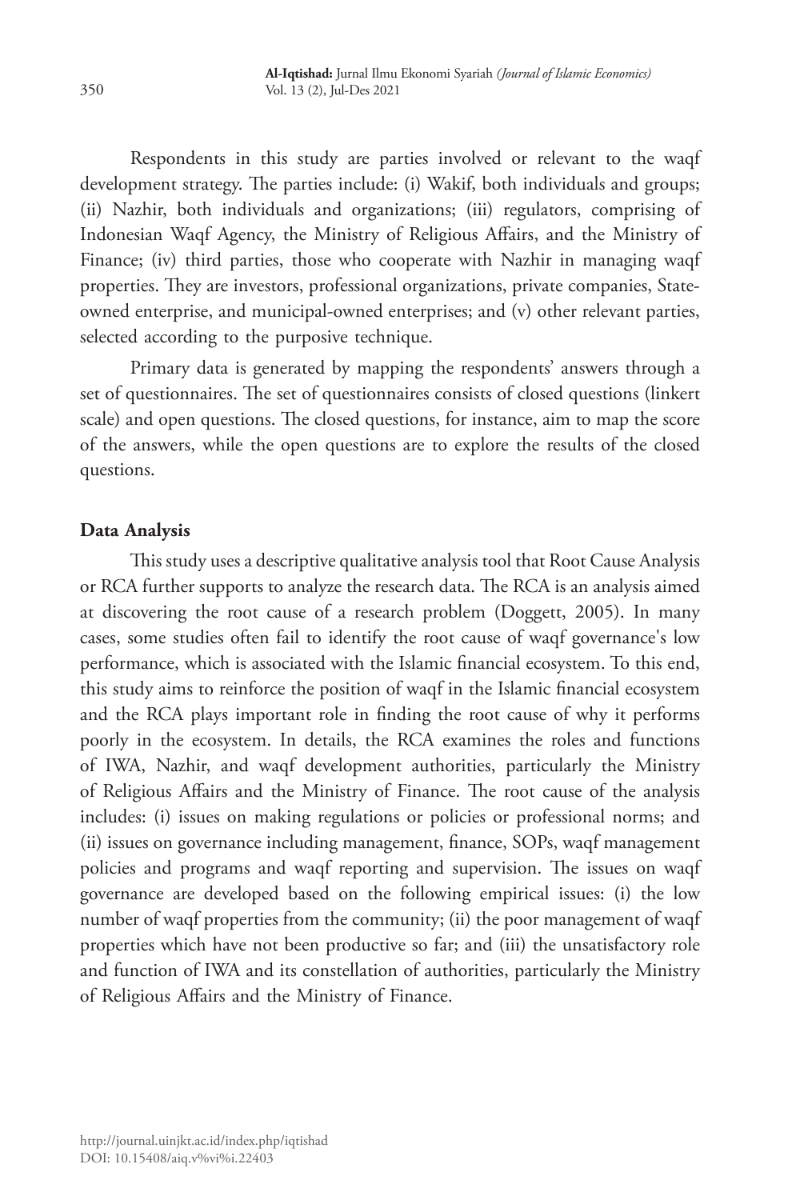Respondents in this study are parties involved or relevant to the waqf development strategy. The parties include: (i) Wakif, both individuals and groups; (ii) Nazhir, both individuals and organizations; (iii) regulators, comprising of Indonesian Waqf Agency, the Ministry of Religious Affairs, and the Ministry of Finance; (iv) third parties, those who cooperate with Nazhir in managing waqf properties. They are investors, professional organizations, private companies, State-owned enterprise, and municipal-owned enterprises; and (v) other relevant parties, selected according to the purposive technique.

Primary data is generated by mapping the respondents' answers through a set of questionnaires. The set of questionnaires consists of closed questions (linkert scale) and open questions. The closed questions, for instance, aim to map the score of the answers, while the open questions are to explore the results of the closed questions.

**Data Analysis**

This study uses a descriptive qualitative analysis tool that Root Cause Analysis or RCA further supports to analyze the research data. The RCA is an analysis aimed at discovering the root cause of a research problem (Doggett, 2005). In many cases, some studies often fail to identify the root cause of waqf governance's low performance, which is associated with the Islamic financial ecosystem. To this end, this study aims to reinforce the position of waqf in the Islamic financial ecosystem and the RCA plays important role in finding the root cause of why it performs poorly in the ecosystem. In details, the RCA examines the roles and functions of IWA, Nazhir, and waqf development authorities, particularly the Ministry of Religious Affairs and the Ministry of Finance. The root cause of the analysis includes: (i) issues on making regulations or policies or professional norms; and (ii) issues on governance including management, finance, SOPs, waqf management policies and programs and waqf reporting and supervision. The issues on waqf governance are developed based on the following empirical issues: (i) the low number of waqf properties from the community; (ii) the poor management of waqf properties which have not been productive so far; and (iii) the unsatisfactory role and function of IWA and its constellation of authorities, particularly the Ministry of Religious Affairs and the Ministry of Finance.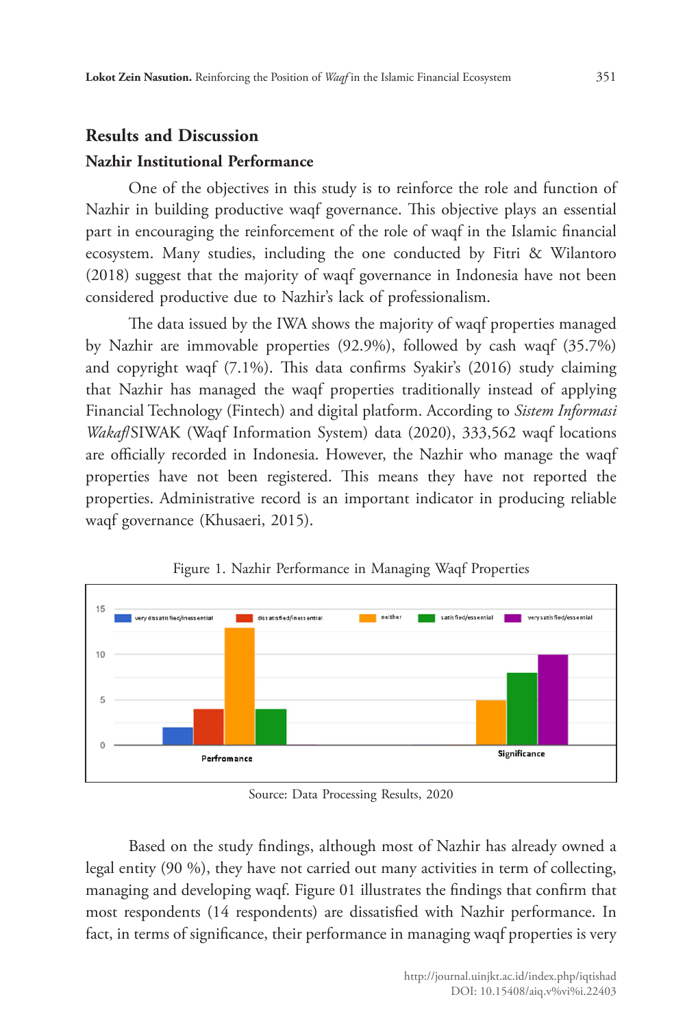## Results and Discussion

### Nazhir Institutional Performance

One of the objectives in this study is to reinforce the role and function of Nazhir in building productive waqf governance. This objective plays an essential part in encouraging the reinforcement of the role of waqf in the Islamic financial ecosystem. Many studies, including the one conducted by Fitri & Wilantoro (2018) suggest that the majority of waqf governance in Indonesia have not been considered productive due to Nazhir's lack of professionalism.

The data issued by the IWA shows the majority of waqf properties managed by Nazhir are immovable properties (92.9%), followed by cash waqf (35.7%) and copyright waqf (7.1%). This data confirms Syakir's (2016) study claiming that Nazhir has managed the waqf properties traditionally instead of applying Financial Technology (Fintech) and digital platform. According to *Sistem Informasi Wakaf*/SIWAK (Waqf Information System) data (2020), 333,562 waqf locations are officially recorded in Indonesia. However, the Nazhir who manage the waqf properties have not been registered. This means they have not reported the properties. Administrative record is an important indicator in producing reliable waqf governance (Khusaeri, 2015).

Figure 1. Nazhir Performance in Managing Waqf Properties

| | very dissatisfied/inessential | dissatisfied/inessential | neither | satisfied/essential | very satisfied/essential |
|---|---|---|---|---|---|
| Perfromance | 2 | 4 | 13 | 4 | |
| Significance | | | 5 | 8 | 10 |

Source: Data Processing Results, 2020

Based on the study findings, although most of Nazhir has already owned a legal entity (90 %), they have not carried out many activities in term of collecting, managing and developing waqf. Figure 01 illustrates the findings that confirm that most respondents (14 respondents) are dissatisfied with Nazhir performance. In fact, in terms of significance, their performance in managing waqf properties is very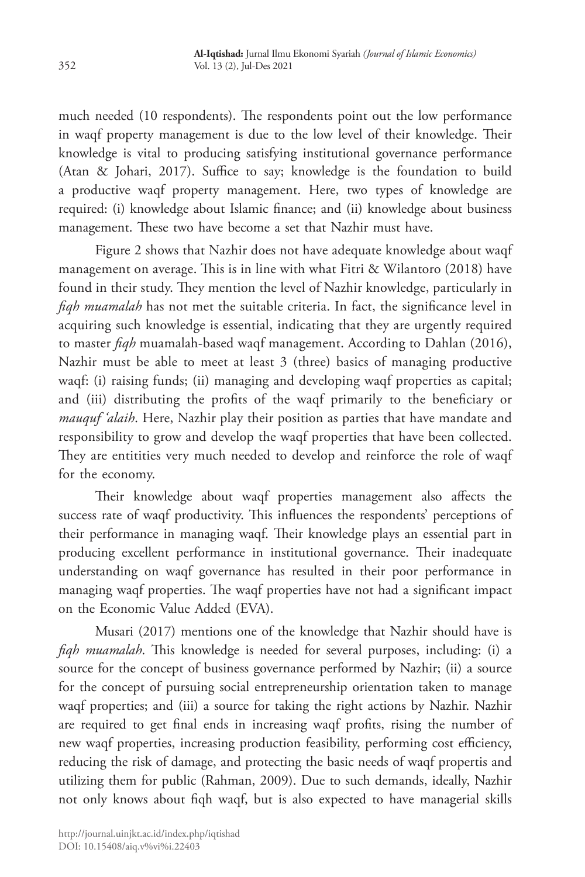much needed (10 respondents). The respondents point out the low performance in waqf property management is due to the low level of their knowledge. Their knowledge is vital to producing satisfying institutional governance performance (Atan & Johari, 2017). Suffice to say; knowledge is the foundation to build a productive waqf property management. Here, two types of knowledge are required: (i) knowledge about Islamic finance; and (ii) knowledge about business management. These two have become a set that Nazhir must have.

Figure 2 shows that Nazhir does not have adequate knowledge about waqf management on average. This is in line with what Fitri & Wilantoro (2018) have found in their study. They mention the level of Nazhir knowledge, particularly in *fiqh muamalah* has not met the suitable criteria. In fact, the significance level in acquiring such knowledge is essential, indicating that they are urgently required to master *fiqh* muamalah-based waqf management. According to Dahlan (2016), Nazhir must be able to meet at least 3 (three) basics of managing productive waqf: (i) raising funds; (ii) managing and developing waqf properties as capital; and (iii) distributing the profits of the waqf primarily to the beneficiary or *mauquf 'alaih*. Here, Nazhir play their position as parties that have mandate and responsibility to grow and develop the waqf properties that have been collected. They are entitities very much needed to develop and reinforce the role of waqf for the economy.

Their knowledge about waqf properties management also affects the success rate of waqf productivity. This influences the respondents' perceptions of their performance in managing waqf. Their knowledge plays an essential part in producing excellent performance in institutional governance. Their inadequate understanding on waqf governance has resulted in their poor performance in managing waqf properties. The waqf properties have not had a significant impact on the Economic Value Added (EVA).

Musari (2017) mentions one of the knowledge that Nazhir should have is *fiqh muamalah*. This knowledge is needed for several purposes, including: (i) a source for the concept of business governance performed by Nazhir; (ii) a source for the concept of pursuing social entrepreneurship orientation taken to manage waqf properties; and (iii) a source for taking the right actions by Nazhir. Nazhir are required to get final ends in increasing waqf profits, rising the number of new waqf properties, increasing production feasibility, performing cost efficiency, reducing the risk of damage, and protecting the basic needs of waqf propertis and utilizing them for public (Rahman, 2009). Due to such demands, ideally, Nazhir not only knows about fiqh waqf, but is also expected to have managerial skills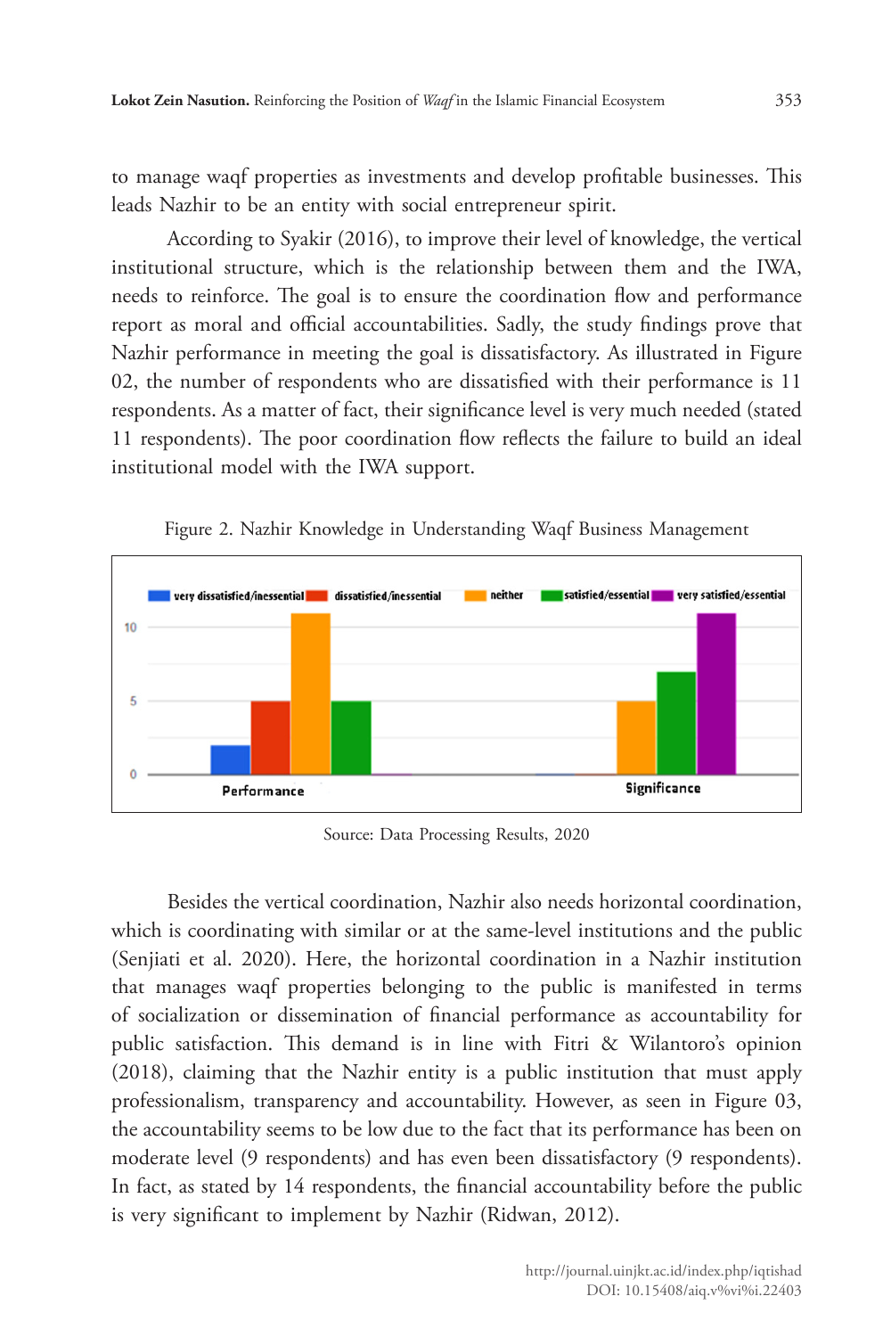to manage waqf properties as investments and develop profitable businesses. This leads Nazhir to be an entity with social entrepreneur spirit.

According to Syakir (2016), to improve their level of knowledge, the vertical institutional structure, which is the relationship between them and the IWA, needs to reinforce. The goal is to ensure the coordination flow and performance report as moral and official accountabilities. Sadly, the study findings prove that Nazhir performance in meeting the goal is dissatisfactory. As illustrated in Figure 02, the number of respondents who are dissatisfied with their performance is 11 respondents. As a matter of fact, their significance level is very much needed (stated 11 respondents). The poor coordination flow reflects the failure to build an ideal institutional model with the IWA support.

Figure 2. Nazhir Knowledge in Understanding Waqf Business Management

Source: Data Processing Results, 2020

Besides the vertical coordination, Nazhir also needs horizontal coordination, which is coordinating with similar or at the same-level institutions and the public (Senjiati et al. 2020). Here, the horizontal coordination in a Nazhir institution that manages waqf properties belonging to the public is manifested in terms of socialization or dissemination of financial performance as accountability for public satisfaction. This demand is in line with Fitri & Wilantoro's opinion (2018), claiming that the Nazhir entity is a public institution that must apply professionalism, transparency and accountability. However, as seen in Figure 03, the accountability seems to be low due to the fact that its performance has been on moderate level (9 respondents) and has even been dissatisfactory (9 respondents). In fact, as stated by 14 respondents, the financial accountability before the public is very significant to implement by Nazhir (Ridwan, 2012).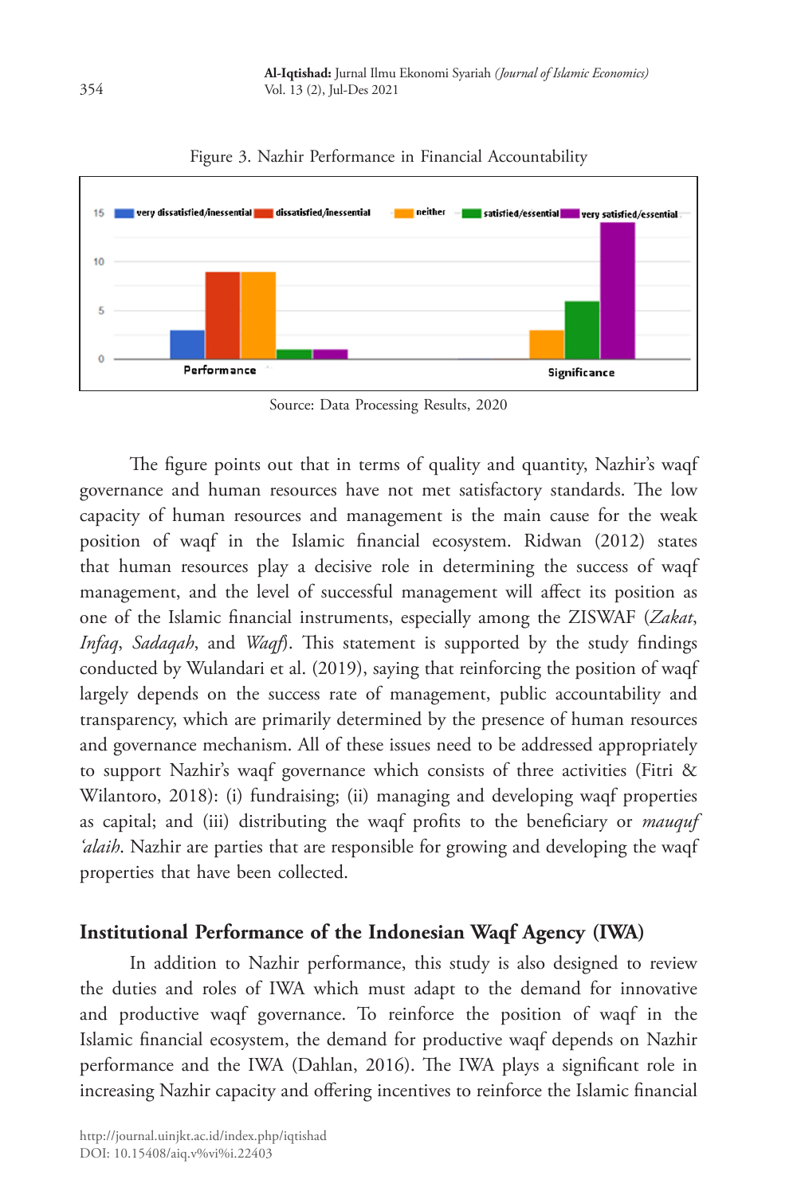Figure 3. Nazhir Performance in Financial Accountability

Source: Data Processing Results, 2020

The figure points out that in terms of quality and quantity, Nazhir's waqf governance and human resources have not met satisfactory standards. The low capacity of human resources and management is the main cause for the weak position of waqf in the Islamic financial ecosystem. Ridwan (2012) states that human resources play a decisive role in determining the success of waqf management, and the level of successful management will affect its position as one of the Islamic financial instruments, especially among the ZISWAF (*Zakat*, *Infaq*, *Sadaqah*, and *Waqf*). This statement is supported by the study findings conducted by Wulandari et al. (2019), saying that reinforcing the position of waqf largely depends on the success rate of management, public accountability and transparency, which are primarily determined by the presence of human resources and governance mechanism. All of these issues need to be addressed appropriately to support Nazhir's waqf governance which consists of three activities (Fitri & Wilantoro, 2018): (i) fundraising; (ii) managing and developing waqf properties as capital; and (iii) distributing the waqf profits to the beneficiary or *mauquf 'alaih*. Nazhir are parties that are responsible for growing and developing the waqf properties that have been collected.

## Institutional Performance of the Indonesian Waqf Agency (IWA)

In addition to Nazhir performance, this study is also designed to review the duties and roles of IWA which must adapt to the demand for innovative and productive waqf governance. To reinforce the position of waqf in the Islamic financial ecosystem, the demand for productive waqf depends on Nazhir performance and the IWA (Dahlan, 2016). The IWA plays a significant role in increasing Nazhir capacity and offering incentives to reinforce the Islamic financial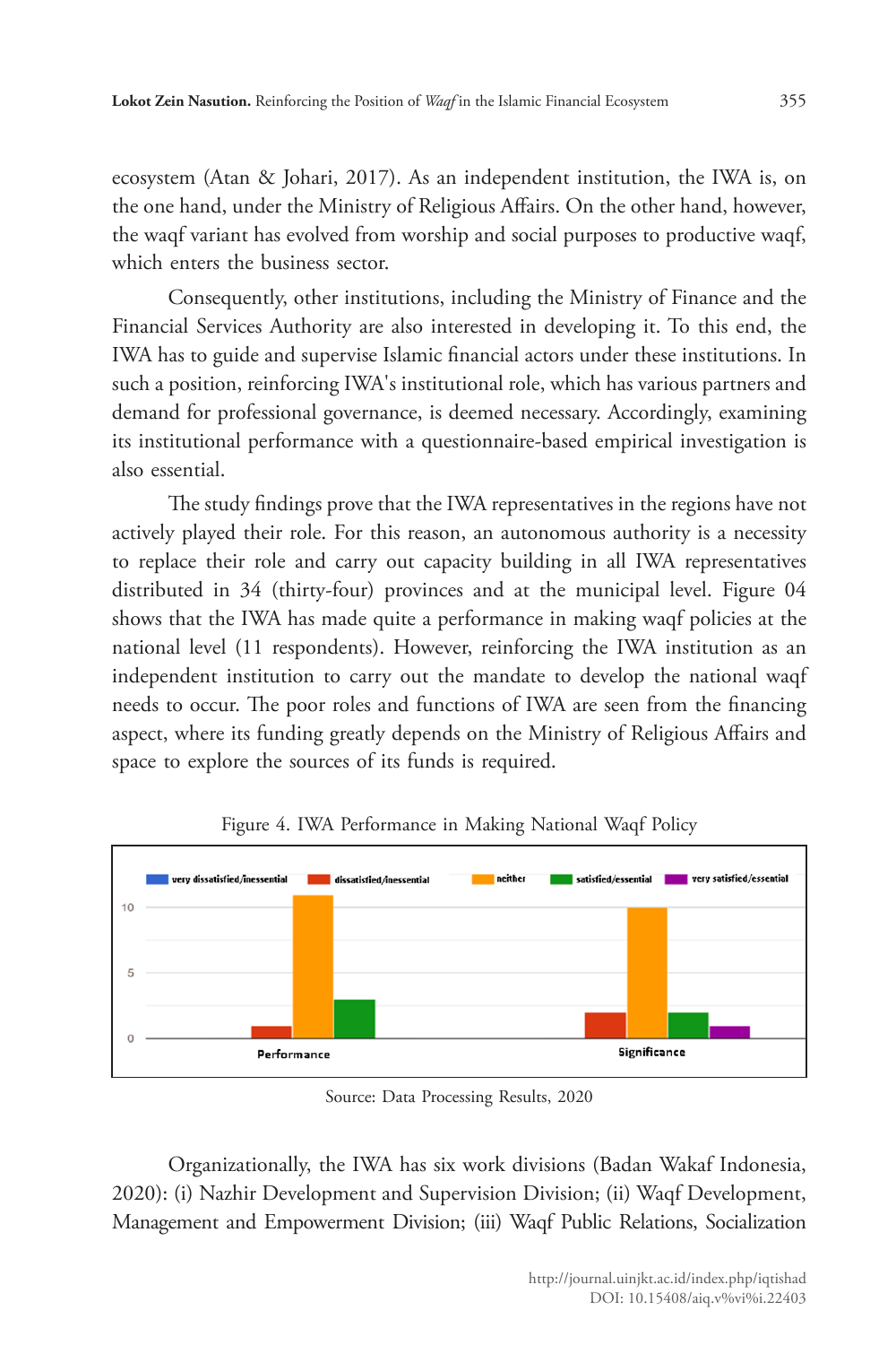ecosystem (Atan & Johari, 2017). As an independent institution, the IWA is, on the one hand, under the Ministry of Religious Affairs. On the other hand, however, the waqf variant has evolved from worship and social purposes to productive waqf, which enters the business sector.

Consequently, other institutions, including the Ministry of Finance and the Financial Services Authority are also interested in developing it. To this end, the IWA has to guide and supervise Islamic financial actors under these institutions. In such a position, reinforcing IWA's institutional role, which has various partners and demand for professional governance, is deemed necessary. Accordingly, examining its institutional performance with a questionnaire-based empirical investigation is also essential.

The study findings prove that the IWA representatives in the regions have not actively played their role. For this reason, an autonomous authority is a necessity to replace their role and carry out capacity building in all IWA representatives distributed in 34 (thirty-four) provinces and at the municipal level. Figure 04 shows that the IWA has made quite a performance in making waqf policies at the national level (11 respondents). However, reinforcing the IWA institution as an independent institution to carry out the mandate to develop the national waqf needs to occur. The poor roles and functions of IWA are seen from the financing aspect, where its funding greatly depends on the Ministry of Religious Affairs and space to explore the sources of its funds is required.

Figure 4. IWA Performance in Making National Waqf Policy

Source: Data Processing Results, 2020

Organizationally, the IWA has six work divisions (Badan Wakaf Indonesia, 2020): (i) Nazhir Development and Supervision Division; (ii) Waqf Development, Management and Empowerment Division; (iii) Waqf Public Relations, Socialization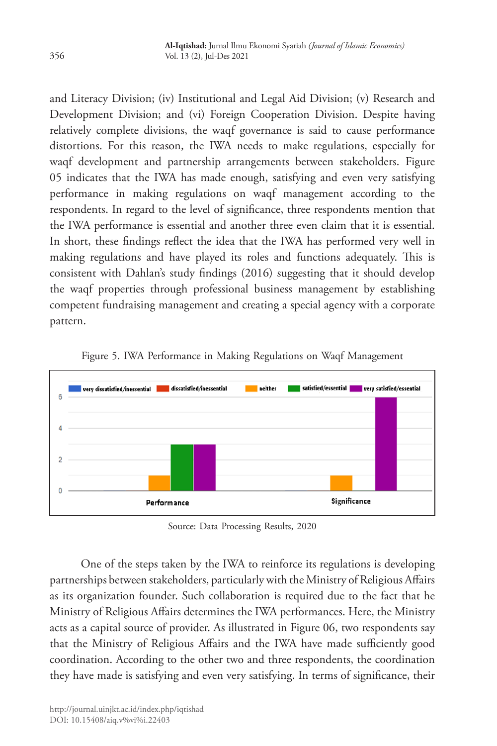and Literacy Division; (iv) Institutional and Legal Aid Division; (v) Research and Development Division; and (vi) Foreign Cooperation Division. Despite having relatively complete divisions, the waqf governance is said to cause performance distortions. For this reason, the IWA needs to make regulations, especially for waqf development and partnership arrangements between stakeholders. Figure 05 indicates that the IWA has made enough, satisfying and even very satisfying performance in making regulations on waqf management according to the respondents. In regard to the level of significance, three respondents mention that the IWA performance is essential and another three even claim that it is essential. In short, these findings reflect the idea that the IWA has performed very well in making regulations and have played its roles and functions adequately. This is consistent with Dahlan's study findings (2016) suggesting that it should develop the waqf properties through professional business management by establishing competent fundraising management and creating a special agency with a corporate pattern.

Figure 5. IWA Performance in Making Regulations on Waqf Management

Source: Data Processing Results, 2020

One of the steps taken by the IWA to reinforce its regulations is developing partnerships between stakeholders, particularly with the Ministry of Religious Affairs as its organization founder. Such collaboration is required due to the fact that he Ministry of Religious Affairs determines the IWA performances. Here, the Ministry acts as a capital source of provider. As illustrated in Figure 06, two respondents say that the Ministry of Religious Affairs and the IWA have made sufficiently good coordination. According to the other two and three respondents, the coordination they have made is satisfying and even very satisfying. In terms of significance, their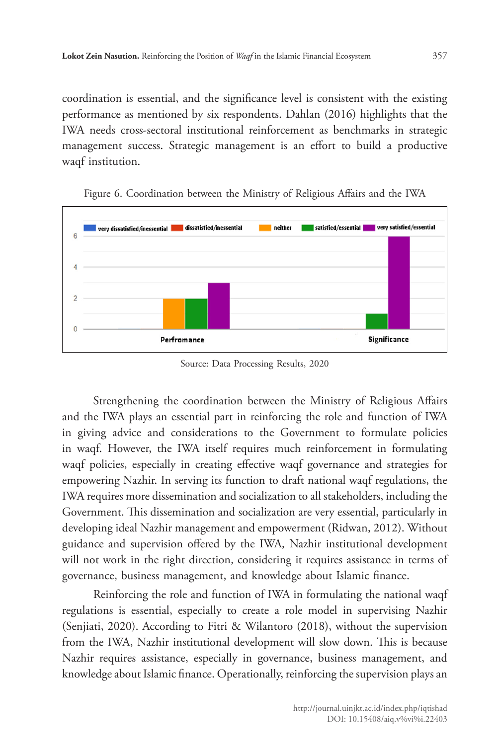coordination is essential, and the significance level is consistent with the existing performance as mentioned by six respondents. Dahlan (2016) highlights that the IWA needs cross-sectoral institutional reinforcement as benchmarks in strategic management success. Strategic management is an effort to build a productive waqf institution.

Figure 6. Coordination between the Ministry of Religious Affairs and the IWA

Source: Data Processing Results, 2020

Strengthening the coordination between the Ministry of Religious Affairs and the IWA plays an essential part in reinforcing the role and function of IWA in giving advice and considerations to the Government to formulate policies in waqf. However, the IWA itself requires much reinforcement in formulating waqf policies, especially in creating effective waqf governance and strategies for empowering Nazhir. In serving its function to draft national waqf regulations, the IWA requires more dissemination and socialization to all stakeholders, including the Government. This dissemination and socialization are very essential, particularly in developing ideal Nazhir management and empowerment (Ridwan, 2012). Without guidance and supervision offered by the IWA, Nazhir institutional development will not work in the right direction, considering it requires assistance in terms of governance, business management, and knowledge about Islamic finance.

Reinforcing the role and function of IWA in formulating the national waqf regulations is essential, especially to create a role model in supervising Nazhir (Senjiati, 2020). According to Fitri & Wilantoro (2018), without the supervision from the IWA, Nazhir institutional development will slow down. This is because Nazhir requires assistance, especially in governance, business management, and knowledge about Islamic finance. Operationally, reinforcing the supervision plays an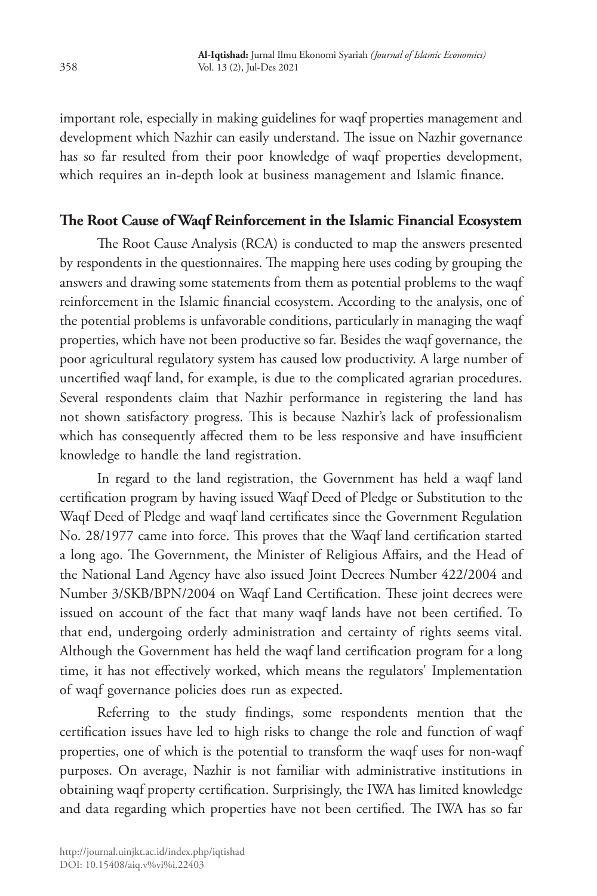important role, especially in making guidelines for waqf properties management and development which Nazhir can easily understand. The issue on Nazhir governance has so far resulted from their poor knowledge of waqf properties development, which requires an in-depth look at business management and Islamic finance.

## The Root Cause of Waqf Reinforcement in the Islamic Financial Ecosystem

The Root Cause Analysis (RCA) is conducted to map the answers presented by respondents in the questionnaires. The mapping here uses coding by grouping the answers and drawing some statements from them as potential problems to the waqf reinforcement in the Islamic financial ecosystem. According to the analysis, one of the potential problems is unfavorable conditions, particularly in managing the waqf properties, which have not been productive so far. Besides the waqf governance, the poor agricultural regulatory system has caused low productivity. A large number of uncertified waqf land, for example, is due to the complicated agrarian procedures. Several respondents claim that Nazhir performance in registering the land has not shown satisfactory progress. This is because Nazhir's lack of professionalism which has consequently affected them to be less responsive and have insufficient knowledge to handle the land registration.

In regard to the land registration, the Government has held a waqf land certification program by having issued Waqf Deed of Pledge or Substitution to the Waqf Deed of Pledge and waqf land certificates since the Government Regulation No. 28/1977 came into force. This proves that the Waqf land certification started a long ago. The Government, the Minister of Religious Affairs, and the Head of the National Land Agency have also issued Joint Decrees Number 422/2004 and Number 3/SKB/BPN/2004 on Waqf Land Certification. These joint decrees were issued on account of the fact that many waqf lands have not been certified. To that end, undergoing orderly administration and certainty of rights seems vital. Although the Government has held the waqf land certification program for a long time, it has not effectively worked, which means the regulators' Implementation of waqf governance policies does run as expected.

Referring to the study findings, some respondents mention that the certification issues have led to high risks to change the role and function of waqf properties, one of which is the potential to transform the waqf uses for non-waqf purposes. On average, Nazhir is not familiar with administrative institutions in obtaining waqf property certification. Surprisingly, the IWA has limited knowledge and data regarding which properties have not been certified. The IWA has so far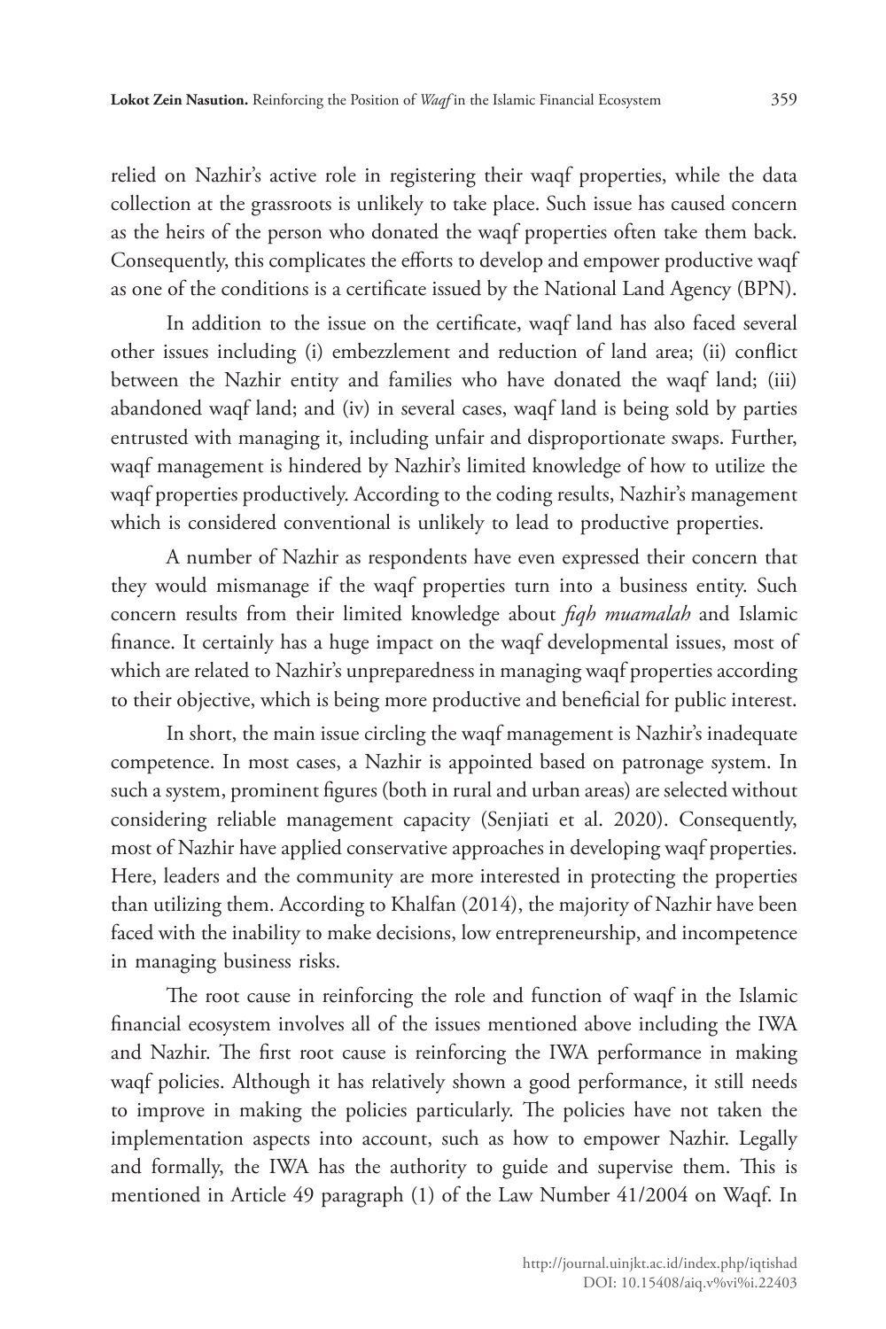relied on Nazhir's active role in registering their waqf properties, while the data collection at the grassroots is unlikely to take place. Such issue has caused concern as the heirs of the person who donated the waqf properties often take them back. Consequently, this complicates the efforts to develop and empower productive waqf as one of the conditions is a certificate issued by the National Land Agency (BPN).

In addition to the issue on the certificate, waqf land has also faced several other issues including (i) embezzlement and reduction of land area; (ii) conflict between the Nazhir entity and families who have donated the waqf land; (iii) abandoned waqf land; and (iv) in several cases, waqf land is being sold by parties entrusted with managing it, including unfair and disproportionate swaps. Further, waqf management is hindered by Nazhir's limited knowledge of how to utilize the waqf properties productively. According to the coding results, Nazhir's management which is considered conventional is unlikely to lead to productive properties.

A number of Nazhir as respondents have even expressed their concern that they would mismanage if the waqf properties turn into a business entity. Such concern results from their limited knowledge about *fiqh muamalah* and Islamic finance. It certainly has a huge impact on the waqf developmental issues, most of which are related to Nazhir's unpreparedness in managing waqf properties according to their objective, which is being more productive and beneficial for public interest.

In short, the main issue circling the waqf management is Nazhir's inadequate competence. In most cases, a Nazhir is appointed based on patronage system. In such a system, prominent figures (both in rural and urban areas) are selected without considering reliable management capacity (Senjiati et al. 2020). Consequently, most of Nazhir have applied conservative approaches in developing waqf properties. Here, leaders and the community are more interested in protecting the properties than utilizing them. According to Khalfan (2014), the majority of Nazhir have been faced with the inability to make decisions, low entrepreneurship, and incompetence in managing business risks.

The root cause in reinforcing the role and function of waqf in the Islamic financial ecosystem involves all of the issues mentioned above including the IWA and Nazhir. The first root cause is reinforcing the IWA performance in making waqf policies. Although it has relatively shown a good performance, it still needs to improve in making the policies particularly. The policies have not taken the implementation aspects into account, such as how to empower Nazhir. Legally and formally, the IWA has the authority to guide and supervise them. This is mentioned in Article 49 paragraph (1) of the Law Number 41/2004 on Waqf. In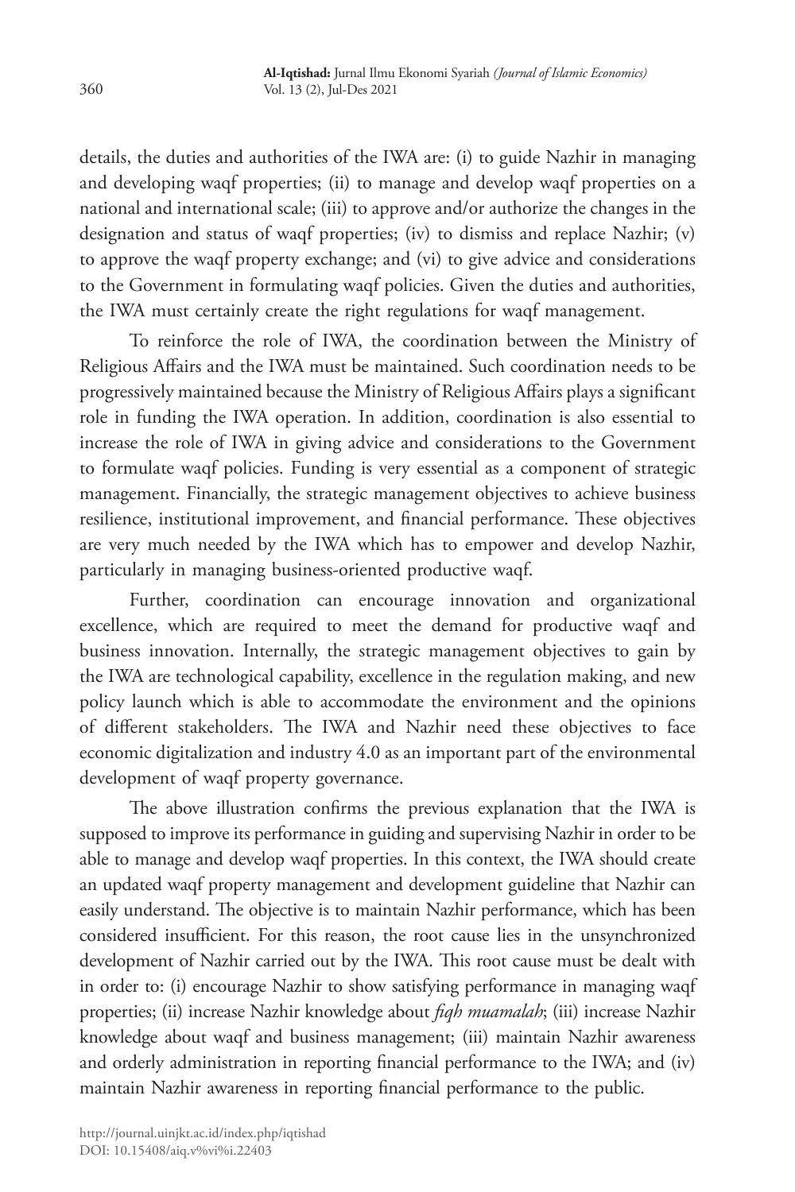details, the duties and authorities of the IWA are: (i) to guide Nazhir in managing and developing waqf properties; (ii) to manage and develop waqf properties on a national and international scale; (iii) to approve and/or authorize the changes in the designation and status of waqf properties; (iv) to dismiss and replace Nazhir; (v) to approve the waqf property exchange; and (vi) to give advice and considerations to the Government in formulating waqf policies. Given the duties and authorities, the IWA must certainly create the right regulations for waqf management.

To reinforce the role of IWA, the coordination between the Ministry of Religious Affairs and the IWA must be maintained. Such coordination needs to be progressively maintained because the Ministry of Religious Affairs plays a significant role in funding the IWA operation. In addition, coordination is also essential to increase the role of IWA in giving advice and considerations to the Government to formulate waqf policies. Funding is very essential as a component of strategic management. Financially, the strategic management objectives to achieve business resilience, institutional improvement, and financial performance. These objectives are very much needed by the IWA which has to empower and develop Nazhir, particularly in managing business-oriented productive waqf.

Further, coordination can encourage innovation and organizational excellence, which are required to meet the demand for productive waqf and business innovation. Internally, the strategic management objectives to gain by the IWA are technological capability, excellence in the regulation making, and new policy launch which is able to accommodate the environment and the opinions of different stakeholders. The IWA and Nazhir need these objectives to face economic digitalization and industry 4.0 as an important part of the environmental development of waqf property governance.

The above illustration confirms the previous explanation that the IWA is supposed to improve its performance in guiding and supervising Nazhir in order to be able to manage and develop waqf properties. In this context, the IWA should create an updated waqf property management and development guideline that Nazhir can easily understand. The objective is to maintain Nazhir performance, which has been considered insufficient. For this reason, the root cause lies in the unsynchronized development of Nazhir carried out by the IWA. This root cause must be dealt with in order to: (i) encourage Nazhir to show satisfying performance in managing waqf properties; (ii) increase Nazhir knowledge about *fiqh muamalah*; (iii) increase Nazhir knowledge about waqf and business management; (iii) maintain Nazhir awareness and orderly administration in reporting financial performance to the IWA; and (iv) maintain Nazhir awareness in reporting financial performance to the public.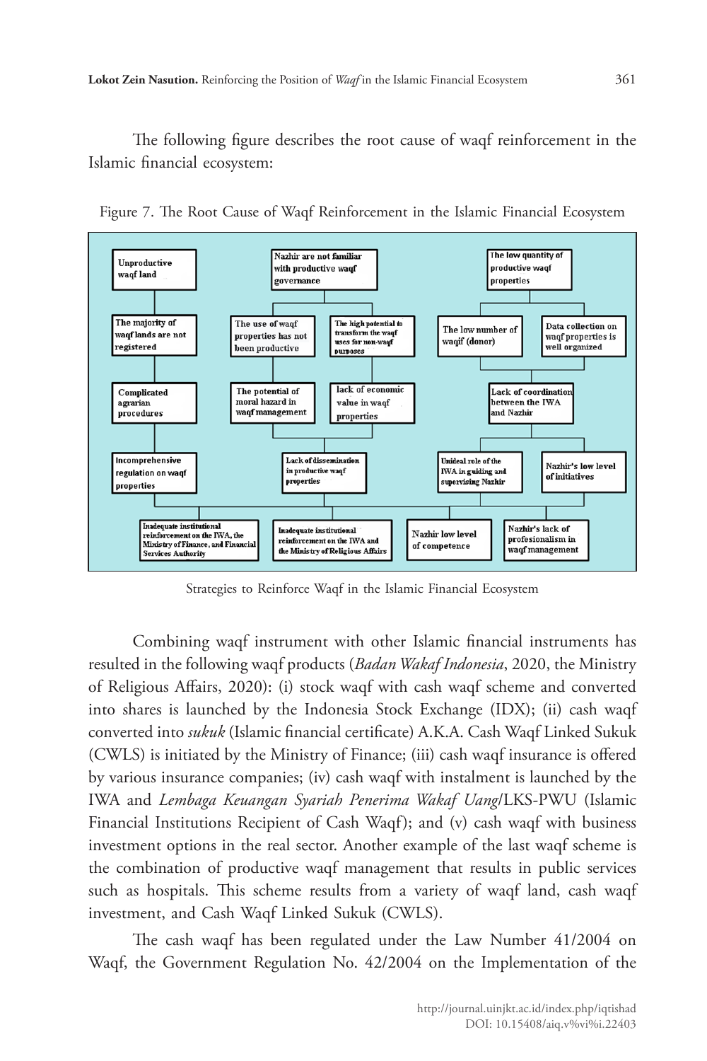The following figure describes the root cause of waqf reinforcement in the Islamic financial ecosystem:

Figure 7. The Root Cause of Waqf Reinforcement in the Islamic Financial Ecosystem

Unproductive waqf land

Nazhir are not familiar with productive waqf governance

The low quantity of productive waqf properties

The majority of waqf lands are not registered

The use of waqf properties has not been productive

The high potential to transform the waqf uses for non-waqf purposes

The low number of waqif (donor)

Data collection on waqf properties is well organized

Complicated agrarian procedures

The potential of moral hazard in waqf management

lack of economic value in waqf properties

Lack of coordination between the IWA and Nazhir

Incomprehensive regulation on waqf properties

Lack of dissemination in productive waqf properties

Unideal role of the IWA in guiding and supervising Nazhir

Nazhir's low level of initiatives

Inadequate institutional reinforcement on the IWA, the Ministry of Finance, and Financial Services Authority

Inadequate institutional reinforcement on the IWA and the Ministry of Religious Affairs

Nazhir low level of competence

Nazhir's lack of profesionalism in waqf management

Strategies to Reinforce Waqf in the Islamic Financial Ecosystem

Combining waqf instrument with other Islamic financial instruments has resulted in the following waqf products (*Badan Wakaf Indonesia*, 2020, the Ministry of Religious Affairs, 2020): (i) stock waqf with cash waqf scheme and converted into shares is launched by the Indonesia Stock Exchange (IDX); (ii) cash waqf converted into *sukuk* (Islamic financial certificate) A.K.A. Cash Waqf Linked Sukuk (CWLS) is initiated by the Ministry of Finance; (iii) cash waqf insurance is offered by various insurance companies; (iv) cash waqf with instalment is launched by the IWA and *Lembaga Keuangan Syariah Penerima Wakaf Uang*/LKS-PWU (Islamic Financial Institutions Recipient of Cash Waqf); and (v) cash waqf with business investment options in the real sector. Another example of the last waqf scheme is the combination of productive waqf management that results in public services such as hospitals. This scheme results from a variety of waqf land, cash waqf investment, and Cash Waqf Linked Sukuk (CWLS).

The cash waqf has been regulated under the Law Number 41/2004 on Waqf, the Government Regulation No. 42/2004 on the Implementation of the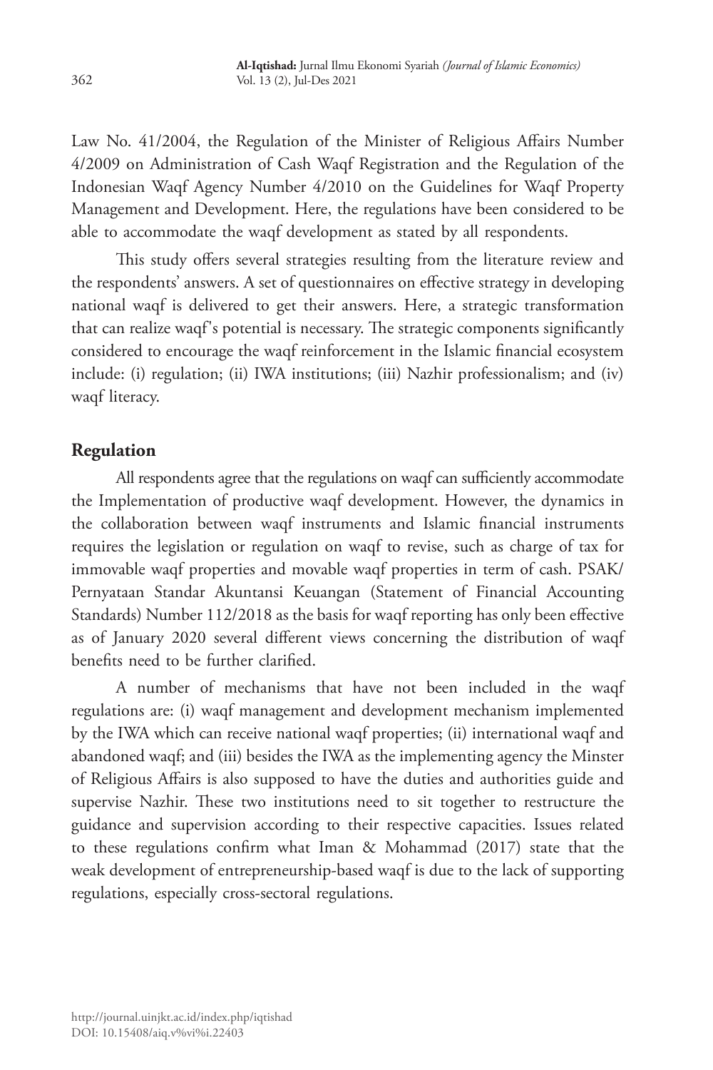Law No. 41/2004, the Regulation of the Minister of Religious Affairs Number 4/2009 on Administration of Cash Waqf Registration and the Regulation of the Indonesian Waqf Agency Number 4/2010 on the Guidelines for Waqf Property Management and Development. Here, the regulations have been considered to be able to accommodate the waqf development as stated by all respondents.

This study offers several strategies resulting from the literature review and the respondents' answers. A set of questionnaires on effective strategy in developing national waqf is delivered to get their answers. Here, a strategic transformation that can realize waqf's potential is necessary. The strategic components significantly considered to encourage the waqf reinforcement in the Islamic financial ecosystem include: (i) regulation; (ii) IWA institutions; (iii) Nazhir professionalism; and (iv) waqf literacy.

## Regulation

All respondents agree that the regulations on waqf can sufficiently accommodate the Implementation of productive waqf development. However, the dynamics in the collaboration between waqf instruments and Islamic financial instruments requires the legislation or regulation on waqf to revise, such as charge of tax for immovable waqf properties and movable waqf properties in term of cash. PSAK/ Pernyataan Standar Akuntansi Keuangan (Statement of Financial Accounting Standards) Number 112/2018 as the basis for waqf reporting has only been effective as of January 2020 several different views concerning the distribution of waqf benefits need to be further clarified.

A number of mechanisms that have not been included in the waqf regulations are: (i) waqf management and development mechanism implemented by the IWA which can receive national waqf properties; (ii) international waqf and abandoned waqf; and (iii) besides the IWA as the implementing agency the Minster of Religious Affairs is also supposed to have the duties and authorities guide and supervise Nazhir. These two institutions need to sit together to restructure the guidance and supervision according to their respective capacities. Issues related to these regulations confirm what Iman & Mohammad (2017) state that the weak development of entrepreneurship-based waqf is due to the lack of supporting regulations, especially cross-sectoral regulations.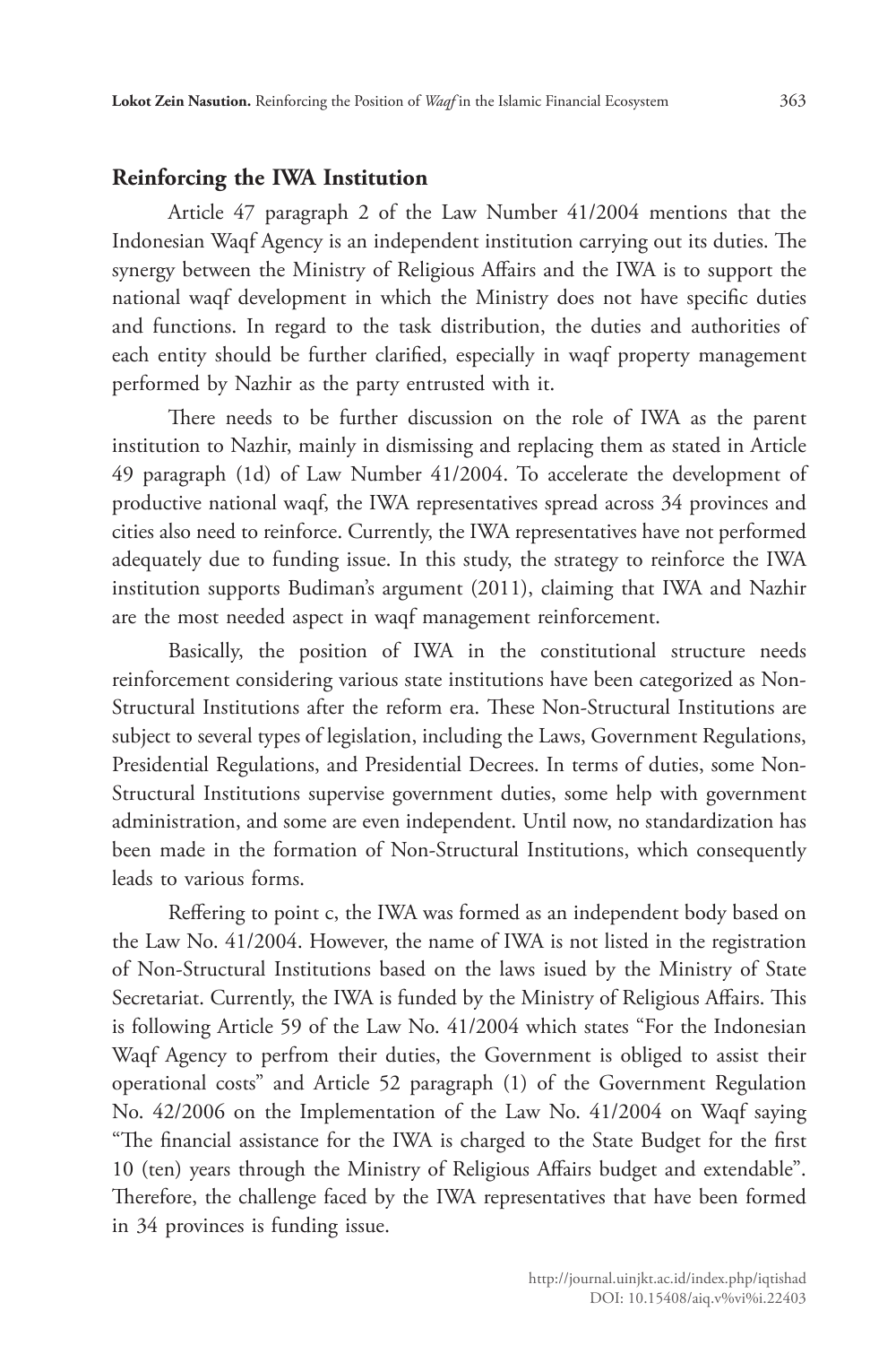## Reinforcing the IWA Institution

Article 47 paragraph 2 of the Law Number 41/2004 mentions that the Indonesian Waqf Agency is an independent institution carrying out its duties. The synergy between the Ministry of Religious Affairs and the IWA is to support the national waqf development in which the Ministry does not have specific duties and functions. In regard to the task distribution, the duties and authorities of each entity should be further clarified, especially in waqf property management performed by Nazhir as the party entrusted with it.

There needs to be further discussion on the role of IWA as the parent institution to Nazhir, mainly in dismissing and replacing them as stated in Article 49 paragraph (1d) of Law Number 41/2004. To accelerate the development of productive national waqf, the IWA representatives spread across 34 provinces and cities also need to reinforce. Currently, the IWA representatives have not performed adequately due to funding issue. In this study, the strategy to reinforce the IWA institution supports Budiman's argument (2011), claiming that IWA and Nazhir are the most needed aspect in waqf management reinforcement.

Basically, the position of IWA in the constitutional structure needs reinforcement considering various state institutions have been categorized as Non-Structural Institutions after the reform era. These Non-Structural Institutions are subject to several types of legislation, including the Laws, Government Regulations, Presidential Regulations, and Presidential Decrees. In terms of duties, some Non-Structural Institutions supervise government duties, some help with government administration, and some are even independent. Until now, no standardization has been made in the formation of Non-Structural Institutions, which consequently leads to various forms.

Reffering to point c, the IWA was formed as an independent body based on the Law No. 41/2004. However, the name of IWA is not listed in the registration of Non-Structural Institutions based on the laws isued by the Ministry of State Secretariat. Currently, the IWA is funded by the Ministry of Religious Affairs. This is following Article 59 of the Law No. 41/2004 which states "For the Indonesian Waqf Agency to perfrom their duties, the Government is obliged to assist their operational costs" and Article 52 paragraph (1) of the Government Regulation No. 42/2006 on the Implementation of the Law No. 41/2004 on Waqf saying "The financial assistance for the IWA is charged to the State Budget for the first 10 (ten) years through the Ministry of Religious Affairs budget and extendable". Therefore, the challenge faced by the IWA representatives that have been formed in 34 provinces is funding issue.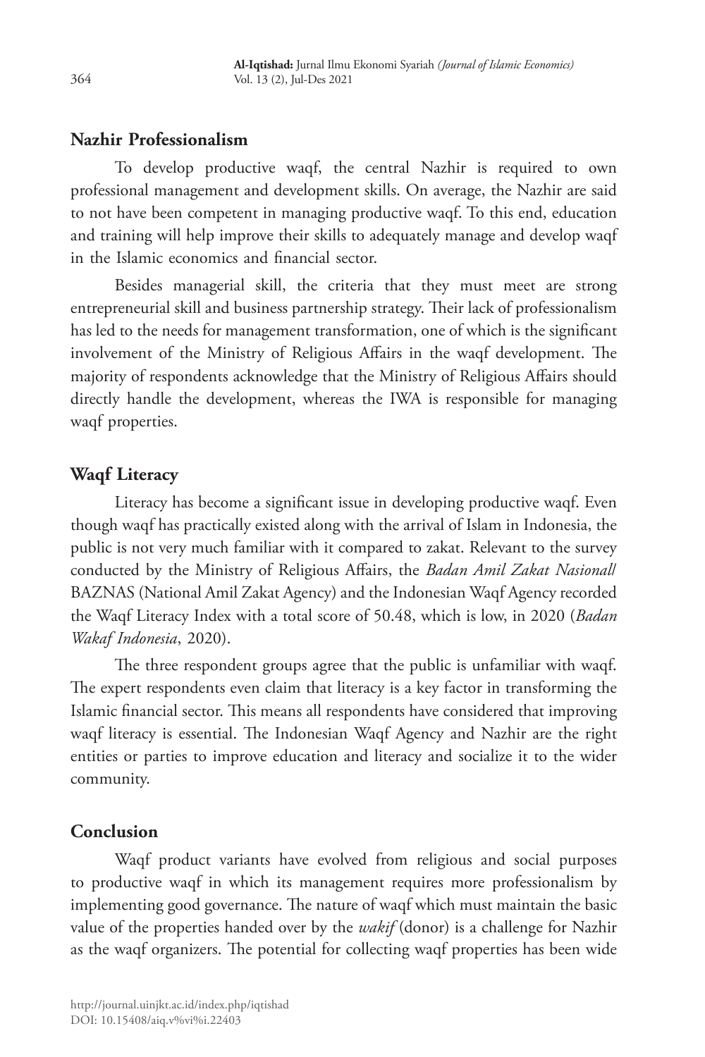## Nazhir Professionalism

To develop productive waqf, the central Nazhir is required to own professional management and development skills. On average, the Nazhir are said to not have been competent in managing productive waqf. To this end, education and training will help improve their skills to adequately manage and develop waqf in the Islamic economics and financial sector.

Besides managerial skill, the criteria that they must meet are strong entrepreneurial skill and business partnership strategy. Their lack of professionalism has led to the needs for management transformation, one of which is the significant involvement of the Ministry of Religious Affairs in the waqf development. The majority of respondents acknowledge that the Ministry of Religious Affairs should directly handle the development, whereas the IWA is responsible for managing waqf properties.

## Waqf Literacy

Literacy has become a significant issue in developing productive waqf. Even though waqf has practically existed along with the arrival of Islam in Indonesia, the public is not very much familiar with it compared to zakat. Relevant to the survey conducted by the Ministry of Religious Affairs, the *Badan Amil Zakat Nasional*/ BAZNAS (National Amil Zakat Agency) and the Indonesian Waqf Agency recorded the Waqf Literacy Index with a total score of 50.48, which is low, in 2020 (*Badan Wakaf Indonesia*, 2020).

The three respondent groups agree that the public is unfamiliar with waqf. The expert respondents even claim that literacy is a key factor in transforming the Islamic financial sector. This means all respondents have considered that improving waqf literacy is essential. The Indonesian Waqf Agency and Nazhir are the right entities or parties to improve education and literacy and socialize it to the wider community.

## Conclusion

Waqf product variants have evolved from religious and social purposes to productive waqf in which its management requires more professionalism by implementing good governance. The nature of waqf which must maintain the basic value of the properties handed over by the *wakif* (donor) is a challenge for Nazhir as the waqf organizers. The potential for collecting waqf properties has been wide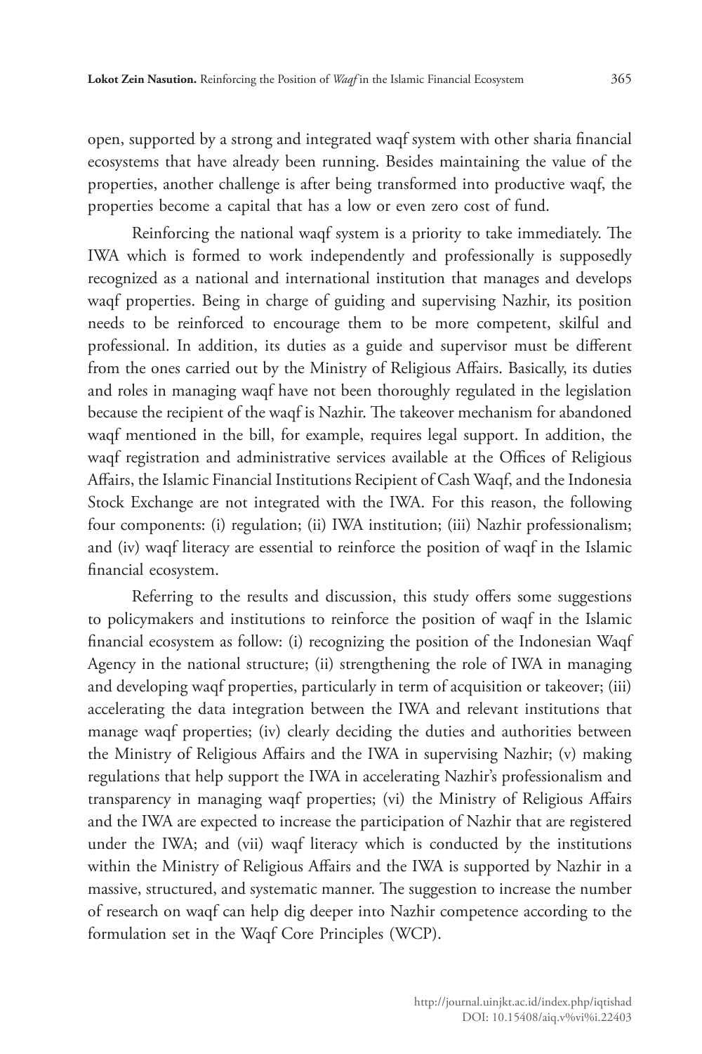open, supported by a strong and integrated waqf system with other sharia financial ecosystems that have already been running. Besides maintaining the value of the properties, another challenge is after being transformed into productive waqf, the properties become a capital that has a low or even zero cost of fund.

Reinforcing the national waqf system is a priority to take immediately. The IWA which is formed to work independently and professionally is supposedly recognized as a national and international institution that manages and develops waqf properties. Being in charge of guiding and supervising Nazhir, its position needs to be reinforced to encourage them to be more competent, skilful and professional. In addition, its duties as a guide and supervisor must be different from the ones carried out by the Ministry of Religious Affairs. Basically, its duties and roles in managing waqf have not been thoroughly regulated in the legislation because the recipient of the waqf is Nazhir. The takeover mechanism for abandoned waqf mentioned in the bill, for example, requires legal support. In addition, the waqf registration and administrative services available at the Offices of Religious Affairs, the Islamic Financial Institutions Recipient of Cash Waqf, and the Indonesia Stock Exchange are not integrated with the IWA. For this reason, the following four components: (i) regulation; (ii) IWA institution; (iii) Nazhir professionalism; and (iv) waqf literacy are essential to reinforce the position of waqf in the Islamic financial ecosystem.

Referring to the results and discussion, this study offers some suggestions to policymakers and institutions to reinforce the position of waqf in the Islamic financial ecosystem as follow: (i) recognizing the position of the Indonesian Waqf Agency in the national structure; (ii) strengthening the role of IWA in managing and developing waqf properties, particularly in term of acquisition or takeover; (iii) accelerating the data integration between the IWA and relevant institutions that manage waqf properties; (iv) clearly deciding the duties and authorities between the Ministry of Religious Affairs and the IWA in supervising Nazhir; (v) making regulations that help support the IWA in accelerating Nazhir's professionalism and transparency in managing waqf properties; (vi) the Ministry of Religious Affairs and the IWA are expected to increase the participation of Nazhir that are registered under the IWA; and (vii) waqf literacy which is conducted by the institutions within the Ministry of Religious Affairs and the IWA is supported by Nazhir in a massive, structured, and systematic manner. The suggestion to increase the number of research on waqf can help dig deeper into Nazhir competence according to the formulation set in the Waqf Core Principles (WCP).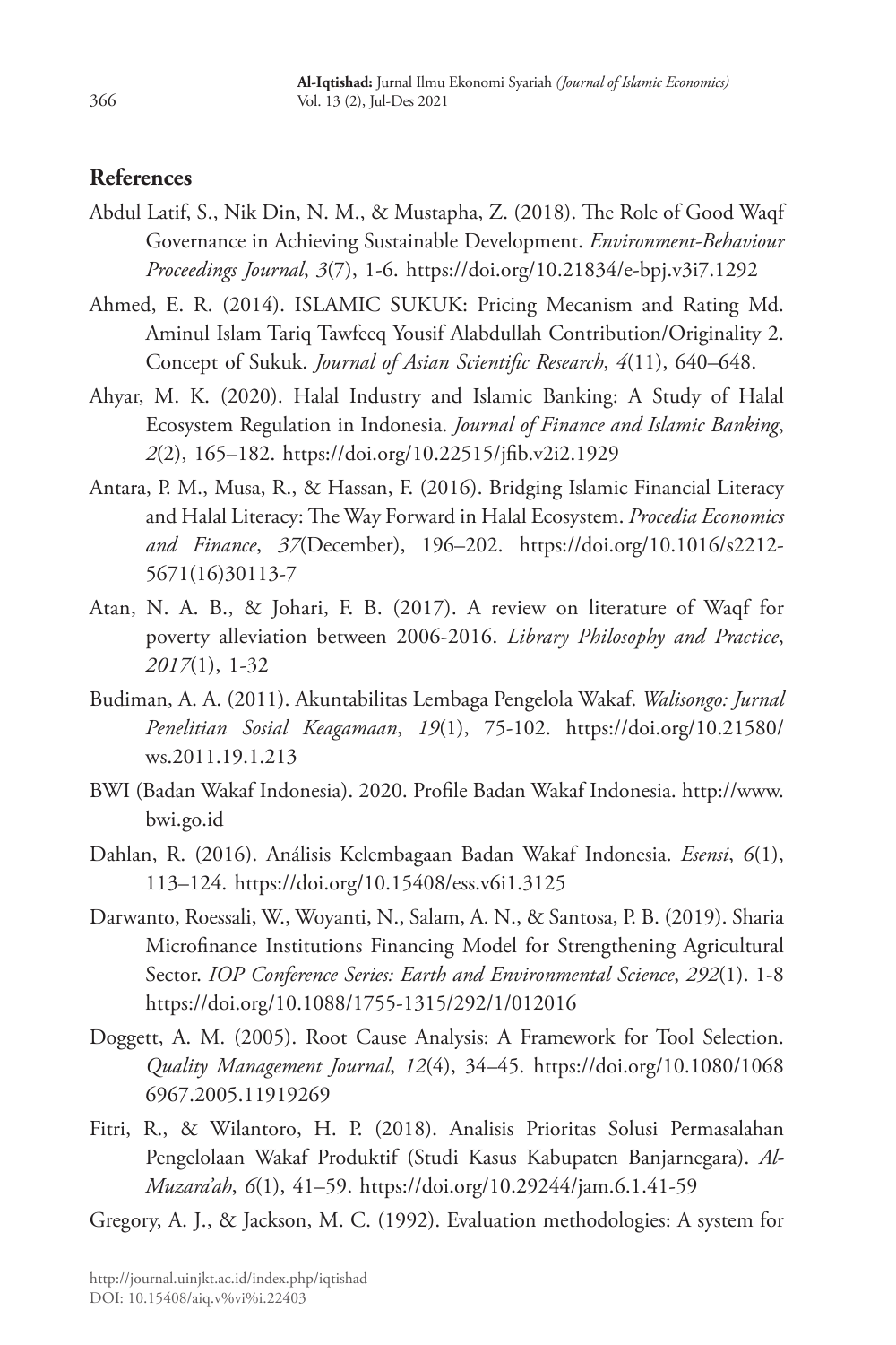## References

Abdul Latif, S., Nik Din, N. M., & Mustapha, Z. (2018). The Role of Good Waqf Governance in Achieving Sustainable Development. *Environment-Behaviour Proceedings Journal*, *3*(7), 1-6. https://doi.org/10.21834/e-bpj.v3i7.1292

Ahmed, E. R. (2014). ISLAMIC SUKUK: Pricing Mecanism and Rating Md. Aminul Islam Tariq Tawfeeq Yousif Alabdullah Contribution/Originality 2. Concept of Sukuk. *Journal of Asian Scientific Research*, *4*(11), 640–648.

Ahyar, M. K. (2020). Halal Industry and Islamic Banking: A Study of Halal Ecosystem Regulation in Indonesia. *Journal of Finance and Islamic Banking*, *2*(2), 165–182. https://doi.org/10.22515/jfib.v2i2.1929

Antara, P. M., Musa, R., & Hassan, F. (2016). Bridging Islamic Financial Literacy and Halal Literacy: The Way Forward in Halal Ecosystem. *Procedia Economics and Finance*, *37*(December), 196–202. https://doi.org/10.1016/s2212-5671(16)30113-7

Atan, N. A. B., & Johari, F. B. (2017). A review on literature of Waqf for poverty alleviation between 2006-2016. *Library Philosophy and Practice*, *2017*(1), 1-32

Budiman, A. A. (2011). Akuntabilitas Lembaga Pengelola Wakaf. *Walisongo: Jurnal Penelitian Sosial Keagamaan*, *19*(1), 75-102. https://doi.org/10.21580/ws.2011.19.1.213

BWI (Badan Wakaf Indonesia). 2020. Profile Badan Wakaf Indonesia. http://www.bwi.go.id

Dahlan, R. (2016). Análisis Kelembagaan Badan Wakaf Indonesia. *Esensi*, *6*(1), 113–124. https://doi.org/10.15408/ess.v6i1.3125

Darwanto, Roessali, W., Woyanti, N., Salam, A. N., & Santosa, P. B. (2019). Sharia Microfinance Institutions Financing Model for Strengthening Agricultural Sector. *IOP Conference Series: Earth and Environmental Science*, *292*(1). 1-8 https://doi.org/10.1088/1755-1315/292/1/012016

Doggett, A. M. (2005). Root Cause Analysis: A Framework for Tool Selection. *Quality Management Journal*, *12*(4), 34–45. https://doi.org/10.1080/10686967.2005.11919269

Fitri, R., & Wilantoro, H. P. (2018). Analisis Prioritas Solusi Permasalahan Pengelolaan Wakaf Produktif (Studi Kasus Kabupaten Banjarnegara). *Al-Muzara'ah*, *6*(1), 41–59. https://doi.org/10.29244/jam.6.1.41-59

Gregory, A. J., & Jackson, M. C. (1992). Evaluation methodologies: A system for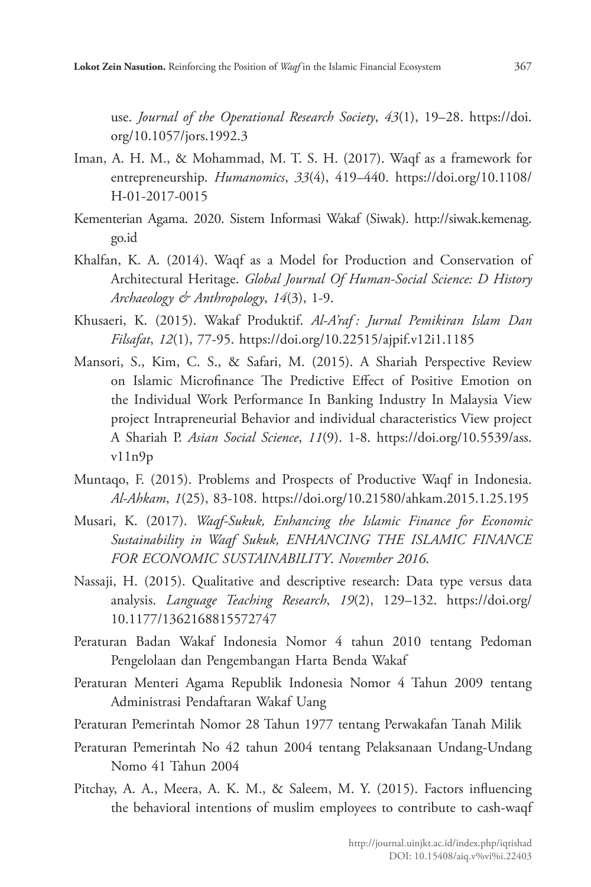use. *Journal of the Operational Research Society*, *43*(1), 19–28. https://doi.org/10.1057/jors.1992.3

Iman, A. H. M., & Mohammad, M. T. S. H. (2017). Waqf as a framework for entrepreneurship. *Humanomics*, *33*(4), 419–440. https://doi.org/10.1108/H-01-2017-0015

Kementerian Agama. 2020. Sistem Informasi Wakaf (Siwak). http://siwak.kemenag.go.id

Khalfan, K. A. (2014). Waqf as a Model for Production and Conservation of Architectural Heritage. *Global Journal Of Human-Social Science: D History Archaeology & Anthropology*, *14*(3), 1-9.

Khusaeri, K. (2015). Wakaf Produktif. *Al-A'raf : Jurnal Pemikiran Islam Dan Filsafat*, *12*(1), 77-95. https://doi.org/10.22515/ajpif.v12i1.1185

Mansori, S., Kim, C. S., & Safari, M. (2015). A Shariah Perspective Review on Islamic Microfinance The Predictive Effect of Positive Emotion on the Individual Work Performance In Banking Industry In Malaysia View project Intrapreneurial Behavior and individual characteristics View project A Shariah P. *Asian Social Science*, *11*(9). 1-8. https://doi.org/10.5539/ass.v11n9p

Muntaqo, F. (2015). Problems and Prospects of Productive Waqf in Indonesia. *Al-Ahkam*, *1*(25), 83-108. https://doi.org/10.21580/ahkam.2015.1.25.195

Musari, K. (2017). *Waqf-Sukuk, Enhancing the Islamic Finance for Economic Sustainability in Waqf Sukuk, ENHANCING THE ISLAMIC FINANCE FOR ECONOMIC SUSTAINABILITY*. *November 2016*.

Nassaji, H. (2015). Qualitative and descriptive research: Data type versus data analysis. *Language Teaching Research*, *19*(2), 129–132. https://doi.org/10.1177/1362168815572747

Peraturan Badan Wakaf Indonesia Nomor 4 tahun 2010 tentang Pedoman Pengelolaan dan Pengembangan Harta Benda Wakaf

Peraturan Menteri Agama Republik Indonesia Nomor 4 Tahun 2009 tentang Administrasi Pendaftaran Wakaf Uang

Peraturan Pemerintah Nomor 28 Tahun 1977 tentang Perwakafan Tanah Milik

Peraturan Pemerintah No 42 tahun 2004 tentang Pelaksanaan Undang-Undang Nomo 41 Tahun 2004

Pitchay, A. A., Meera, A. K. M., & Saleem, M. Y. (2015). Factors influencing the behavioral intentions of muslim employees to contribute to cash-waqf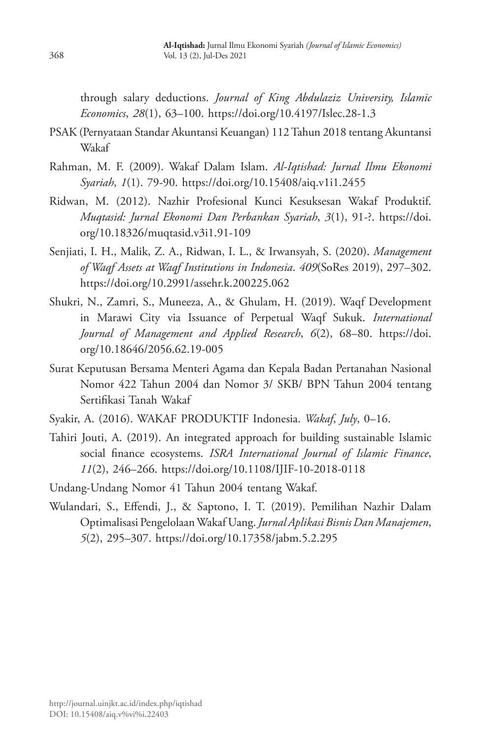through salary deductions. *Journal of King Abdulaziz University, Islamic Economics*, *28*(1), 63–100. https://doi.org/10.4197/Islec.28-1.3

PSAK (Pernyataan Standar Akuntansi Keuangan) 112 Tahun 2018 tentang Akuntansi Wakaf

Rahman, M. F. (2009). Wakaf Dalam Islam. *Al-Iqtishad: Jurnal Ilmu Ekonomi Syariah*, *1*(1). 79-90. https://doi.org/10.15408/aiq.v1i1.2455

Ridwan, M. (2012). Nazhir Profesional Kunci Kesuksesan Wakaf Produktif. *Muqtasid: Jurnal Ekonomi Dan Perbankan Syariah*, *3*(1), 91-?. https://doi.org/10.18326/muqtasid.v3i1.91-109

Senjiati, I. H., Malik, Z. A., Ridwan, I. L., & Irwansyah, S. (2020). *Management of Waqf Assets at Waqf Institutions in Indonesia*. *409*(SoRes 2019), 297–302. https://doi.org/10.2991/assehr.k.200225.062

Shukri, N., Zamri, S., Muneeza, A., & Ghulam, H. (2019). Waqf Development in Marawi City via Issuance of Perpetual Waqf Sukuk. *International Journal of Management and Applied Research*, *6*(2), 68–80. https://doi.org/10.18646/2056.62.19-005

Surat Keputusan Bersama Menteri Agama dan Kepala Badan Pertanahan Nasional Nomor 422 Tahun 2004 dan Nomor 3/ SKB/ BPN Tahun 2004 tentang Sertifikasi Tanah Wakaf

Syakir, A. (2016). WAKAF PRODUKTIF Indonesia. *Wakaf*, *July*, 0–16.

Tahiri Jouti, A. (2019). An integrated approach for building sustainable Islamic social finance ecosystems. *ISRA International Journal of Islamic Finance*, *11*(2), 246–266. https://doi.org/10.1108/IJIF-10-2018-0118

Undang-Undang Nomor 41 Tahun 2004 tentang Wakaf.

Wulandari, S., Effendi, J., & Saptono, I. T. (2019). Pemilihan Nazhir Dalam Optimalisasi Pengelolaan Wakaf Uang. *Jurnal Aplikasi Bisnis Dan Manajemen*, *5*(2), 295–307. https://doi.org/10.17358/jabm.5.2.295